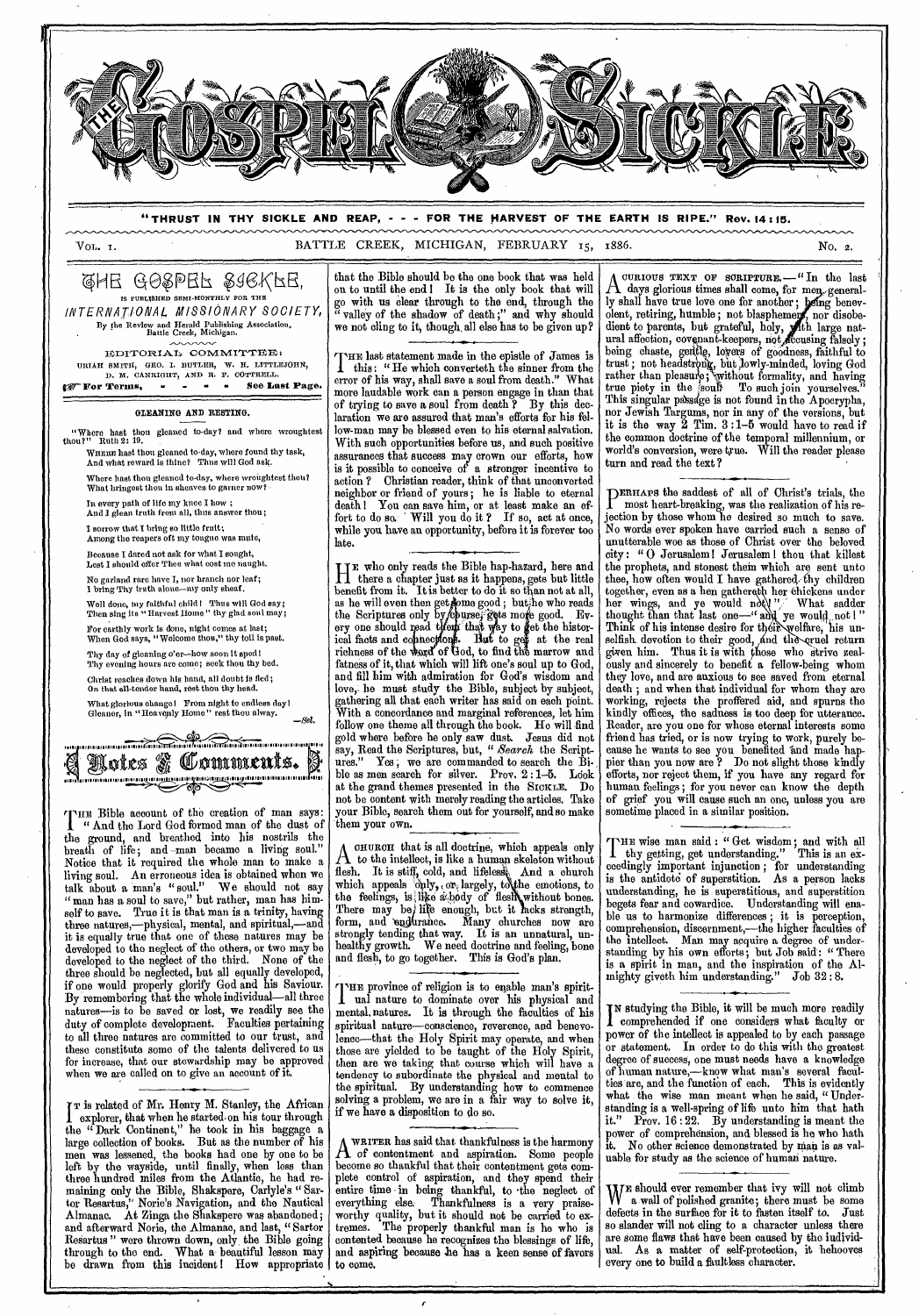# THE GOSPEL SICKLE

"THRUST IN THY SICKLE AND REAP, - - - FOR THE HARVEST OF THE EARTH IS RIPE." Rev. 14:15.

VOL. I. BATTLE CREEK, MICHIGAN, FEBRUARY 15, 1886. No. 2.

## THE GOSPEL SICKLE,

IS PUBLISHED SEMI-MONTHLY FOR THE

*INTERNATIONAL MISSIONARY SOCIETY,*

By the Review and Herald Publishing Association, Battle Creek, Michigan.

EDITORIAL COMMITTEE:

URIAH SMITH, GEO. I. BUTLER, W. H. LITTLEJOHN, D. M. CANRIGHT, AND R. F. COTTRELL.

☞ For Terms, - - - - See Last Page.

### GLEANING AND RESTING.

"Where hast thou gleaned to-day? and where wroughtest thou?" Ruth 2:19.

WHERE hast thou gleaned to-day, where found thy task,
And what reward is thine? Thus will God ask.

Where hast thou gleaned to-day, where wroughtest thou?
What bringest thou in sheaves to garner now?

In every path of life my knee I bow;
And I glean truth from all, thus answer thou;

I sorrow that I bring so little fruit;
Among the reapers oft my tongue was mute,

Because I dared not ask for what I sought,
Lest I should offer Thee what cost me naught.

No garland rare have I, nor branch nor leaf;
I bring Thy truth alone—my only sheaf.

Well done, my faithful child! Thus will God say;
Then sing its "Harvest Home" thy glad soul may;

For earthly work is done, night comes at last;
When God says, "Welcome thou," thy toil is past.

Thy day of gleaning o'er—how soon it sped!
Thy evening hours are come; seek thou thy bed.

Christ reaches down his hand, all doubt is fled;
On that all-tender hand, rest thou thy head.

What glorious change! From night to endless day!
Gleaner, in "Heavenly Home" rest thou alway.

—*Sel.*

## Notes & Comments.

THE Bible account of the creation of man says: "And the Lord God formed man of the dust of the ground, and breathed into his nostrils the breath of life; and man became a living soul." Notice that it required the whole man to make a living soul. An erroneous idea is obtained when we talk about a man's "soul." We should not say "man has a soul to save," but rather, man has himself to save. True it is that man is a trinity, having three natures,—physical, mental, and spiritual,—and it is equally true that one of these natures may be developed to the neglect of the others, or two may be developed to the neglect of the third. None of the three should be neglected, but all equally developed, if one would properly glorify God and his Saviour. By remembering that the whole individual—all three natures—is to be saved or lost, we readily see the duty of complete development. Faculties pertaining to all three natures are committed to our trust, and these constitute some of the talents delivered to us for increase, that our stewardship may be approved when we are called on to give an account of it.

IT is related of Mr. Henry M. Stanley, the African explorer, that when he started on his tour through the "Dark Continent," he took in his baggage a large collection of books. But as the number of his men was lessened, the books had one by one to be left by the wayside, until finally, when less than three hundred miles from the Atlantic, he had remaining only the Bible, Shakspere, Carlyle's "Sartor Resartus," Norie's Navigation, and the Nautical Almanac. At Zinga the Shakspere was abandoned; and afterward Norie, the Almanac, and last, "Sartor Resartus" were thrown down, only the Bible going through to the end. What a beautiful lesson may be drawn from this incident! How appropriate that the Bible should be the one book that was held on to until the end! It is the only book that will go with us clear through to the end, through the "valley of the shadow of death;" and why should we not cling to it, though all else has to be given up?

THE last statement made in the epistle of James is this: "He which converteth the sinner from the error of his way, shall save a soul from death." What more laudable work can a person engage in than that of trying to save a soul from death? By this declaration we are assured that man's efforts for his fellow-man may be blessed even to his eternal salvation. With such opportunities before us, and such positive assurances that success may crown our efforts, how is it possible to conceive of a stronger incentive to action? Christian reader, think of that unconverted neighbor or friend of yours; he is liable to eternal death! You can save him, or at least make an effort to do so. Will you do it? If so, act at once, while you have an opportunity, before it is forever too late.

HE who only reads the Bible hap-hazard, here and there a chapter just as it happens, gets but little benefit from it. It is better to do it so than not at all, as he will even then get some good; but he who reads the Scriptures only by course, gets more good. Every one should read them that way to get the historical facts and connections. But to get at the real richness of the word of God, to find the marrow and fatness of it, that which will lift one's soul up to God, and fill him with admiration for God's wisdom and love, he must study the Bible, subject by subject, gathering all that each writer has said on each point. With a concordance and marginal references, let him follow one theme all through the book. He will find gold where before he only saw dust. Jesus did not say, Read the Scriptures, but, "*Search* the Scriptures." Yes, we are commanded to search the Bible as men search for silver. Prov. 2:1-5. Look at the grand themes presented in the SICKLE. Do not be content with merely reading the articles. Take your Bible, search them out for yourself, and so make them your own.

A CHURCH that is all doctrine, which appeals only to the intellect, is like a human skeleton without flesh. It is stiff, cold, and lifeless. And a church which appeals only, or largely, to the emotions, to the feelings, is like a body of flesh without bones. There may be life enough, but it lacks strength, form, and endurance. Many churches now are strongly tending that way. It is an unnatural, unhealthy growth. We need doctrine and feeling, bone and flesh, to go together. This is God's plan.

THE province of religion is to enable man's spiritual nature to dominate over his physical and mental natures. It is through the faculties of his spiritual nature—conscience, reverence, and benevolence—that the Holy Spirit may operate, and when those are yielded to be taught of the Holy Spirit, then are we taking that course which will have a tendency to subordinate the physical and mental to the spiritual. By understanding how to commence solving a problem, we are in a fair way to solve it, if we have a disposition to do so.

A WRITER has said that thankfulness is the harmony of contentment and aspiration. Some people become so thankful that their contentment gets complete control of aspiration, and they spend their entire time in being thankful, to the neglect of everything else. Thankfulness is a very praiseworthy quality, but it should not be carried to extremes. The properly thankful man is he who is contented because he recognizes the blessings of life, and aspiring because he has a keen sense of favors to come.

A CURIOUS TEXT OF SCRIPTURE.—"In the last days glorious times shall come, for men generally shall have true love one for another; being benevolent, retiring, humble; not blasphemers, nor disobedient to parents, but grateful, holy, with large natural affection, covenant-keepers, not accusing falsely; being chaste, gentle, lovers of goodness, faithful to trust; not headstrong, but lowly-minded, loving God rather than pleasure; without formality, and having true piety in the soul: To such join yourselves." This singular passage is not found in the Apocrypha, nor Jewish Targums, nor in any of the versions, but it is the way 2 Tim. 3:1-5 would have to read if the common doctrine of the temporal millennium, or world's conversion, were true. Will the reader please turn and read the text?

PERHAPS the saddest of all of Christ's trials, the most heart-breaking, was the realization of his rejection by those whom he desired so much to save. No words ever spoken have carried such a sense of unutterable woe as those of Christ over the beloved city: "O Jerusalem! Jerusalem! thou that killest the prophets, and stonest them which are sent unto thee, how often would I have gathered thy children together, even as a hen gathereth her chickens under her wings, and ye would not!" What sadder thought than that last one—"and ye would not!" Think of his intense desire for their welfare, his unselfish devotion to their good, and the cruel return given him. Thus it is with those who strive zealously and sincerely to benefit a fellow-being whom they love, and are anxious to see saved from eternal death; and when that individual for whom they are working, rejects the proffered aid, and spurns the kindly offices, the sadness is too deep for utterance. Reader, are you one for whose eternal interests some friend has tried, or is now trying to work, purely because he wants to see you benefited and made happier than you now are? Do not slight those kindly efforts, nor reject them, if you have any regard for human feelings; for you never can know the depth of grief you will cause such an one, unless you are sometime placed in a similar position.

THE wise man said: "Get wisdom; and with all thy getting, get understanding." This is an exceedingly important injunction; for understanding is the antidote of superstition. As a person lacks understanding, he is superstitious, and superstition begets fear and cowardice. Understanding will enable us to harmonize differences; it is perception, comprehension, discernment,—the higher faculties of the intellect. Man may acquire a degree of understanding by his own efforts; but Job said: "There is a spirit in man, and the inspiration of the Almighty giveth him understanding." Job 32:8.

IN studying the Bible, it will be much more readily comprehended if one considers what faculty or power of the intellect is appealed to by each passage or statement. In order to do this with the greatest degree of success, one must needs have a knowledge of human nature,—know what man's several faculties are, and the function of each. This is evidently what the wise man meant when he said, "Understanding is a well-spring of life unto him that hath it." Prov. 16:22. By understanding is meant the power of comprehension, and blessed is he who hath it. No other science demonstrated by man is as valuable for study as the science of human nature.

WE should ever remember that ivy will not climb a wall of polished granite; there must be some defects in the surface for it to fasten itself to. Just so slander will not cling to a character unless there are some flaws that have been caused by the individual. As a matter of self-protection, it behooves every one to build a faultless character.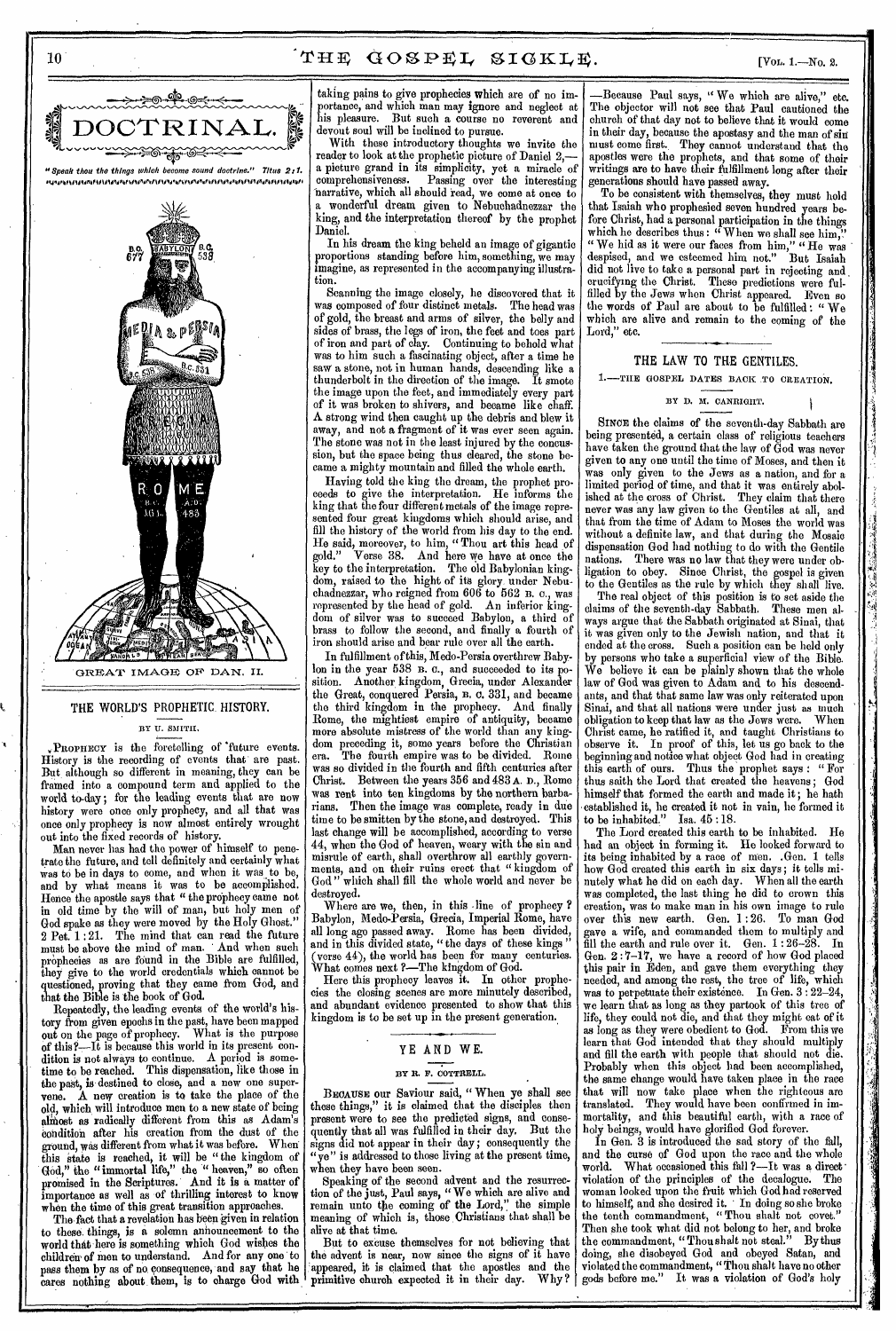# DOCTRINAL.

*"Speak thou the things which become sound doctrine." Titus 2:1.*

GREAT IMAGE OF DAN. II.

## THE WORLD'S PROPHETIC HISTORY.

BY U. SMITH.

PROPHECY is the foretelling of future events. History is the recording of events that are past. But although so different in meaning, they can be framed into a compound term and applied to the world to-day; for the leading events that are now history were once only prophecy, and all that was once only prophecy is now almost entirely wrought out into the fixed records of history.

Man never has had the power of himself to penetrate the future, and tell definitely and certainly what was to be in days to come, and when it was to be, and by what means it was to be accomplished. Hence the apostle says that "the prophecy came not in old time by the will of man, but holy men of God spake as they were moved by the Holy Ghost." 2 Pet. 1:21. The mind that can read the future must be above the mind of man. And when such prophecies as are found in the Bible are fulfilled, they give to the world credentials which cannot be questioned, proving that they came from God, and that the Bible is the book of God.

Repeatedly, the leading events of the world's history from given epochs in the past, have been mapped out on the page of prophecy. What is the purpose of this?—It is because this world in its present condition is not always to continue. A period is sometime to be reached. This dispensation, like those in the past, is destined to close, and a new one supervene. A new creation is to take the place of the old, which will introduce men to a new state of being almost as radically different from this as Adam's condition after his creation from the dust of the ground, was different from what it was before. When this state is reached, it will be "the kingdom of God," the "immortal life," the "heaven," so often promised in the Scriptures. And it is a matter of importance as well as of thrilling interest to know when the time of this great transition approaches.

The fact that a revelation has been given in relation to these things, is a solemn announcement to the world that here is something which God wishes the children of men to understand. And for any one to pass them by as of no consequence, and say that he cares nothing about them, is to charge God with taking pains to give prophecies which are of no importance, and which man may ignore and neglect at his pleasure. But such a course no reverent and devout soul will be inclined to pursue.

With these introductory thoughts we invite the reader to look at the prophetic picture of Daniel 2,—a picture grand in its simplicity, yet a miracle of comprehensiveness. Passing over the interesting narrative, which all should read, we come at once to a wonderful dream given to Nebuchadnezzar the king, and the interpretation thereof by the prophet Daniel.

In his dream the king beheld an image of gigantic proportions standing before him, something, we may imagine, as represented in the accompanying illustration.

Scanning the image closely, he discovered that it was composed of four distinct metals. The head was of gold, the breast and arms of silver, the belly and sides of brass, the legs of iron, the feet and toes part of iron and part of clay. Continuing to behold what was to him such a fascinating object, after a time he saw a stone, not in human hands, descending like a thunderbolt in the direction of the image. It smote the image upon the feet, and immediately every part of it was broken to shivers, and became like chaff. A strong wind then caught up the debris and blew it away, and not a fragment of it was ever seen again. The stone was not in the least injured by the concussion, but the space being thus cleared, the stone became a mighty mountain and filled the whole earth.

Having told the king the dream, the prophet proceeds to give the interpretation. He informs the king that the four different metals of the image represented four great kingdoms which should arise, and fill the history of the world from his day to the end. He said, moreover, to him, "Thou art this head of gold." Verse 38. And here we have at once the key to the interpretation. The old Babylonian kingdom, raised to the hight of its glory under Nebuchadnezzar, who reigned from 606 to 562 B. C., was represented by the head of gold. An inferior kingdom of silver was to succeed Babylon, a third of brass to follow the second, and finally a fourth of iron should arise and bear rule over all the earth.

In fulfillment of this, Medo-Persia overthrew Babylon in the year 538 B. C., and succeeded to its position. Another kingdom, Grecia, under Alexander the Great, conquered Persia, B. C. 331, and became the third kingdom in the prophecy. And finally Rome, the mightiest empire of antiquity, became more absolute mistress of the world than any kingdom preceding it, some years before the Christian era. The fourth empire was to be divided. Rome was so divided in the fourth and fifth centuries after Christ. Between the years 356 and 483 A. D., Rome was rent into ten kingdoms by the northern barbarians. Then the image was complete, ready in due time to be smitten by the stone, and destroyed. This last change will be accomplished, according to verse 44, when the God of heaven, weary with the sin and misrule of earth, shall overthrow all earthly governments, and on their ruins erect that "kingdom of God" which shall fill the whole world and never be destroyed.

Where are we, then, in this line of prophecy? Babylon, Medo-Persia, Grecia, Imperial Rome, have all long ago passed away. Rome has been divided, and in this divided state, "the days of these kings" (verse 44), the world has been for many centuries. What comes next?—The kingdom of God.

Here this prophecy leaves it. In other prophecies the closing scenes are more minutely described, and abundant evidence presented to show that this kingdom is to be set up in the present generation.

## YE AND WE.

BY R. F. COTTRELL.

BECAUSE our Saviour said, "When ye shall see these things," it is claimed that the disciples then present were to see the predicted signs, and consequently that all was fulfilled in their day. But the signs did not appear in their day; consequently the "ye" is addressed to those living at the present time, when they have been seen.

Speaking of the second advent and the resurrection of the just, Paul says, "We which are alive and remain unto the coming of the Lord," the simple meaning of which is, those Christians that shall be alive at that time.

But to excuse themselves for not believing that the advent is near, now since the signs of it have appeared, it is claimed that the apostles and the primitive church expected it in their day. Why?—Because Paul says, "We which are alive," etc. The objector will not see that Paul cautioned the church of that day not to believe that it would come in their day, because the apostasy and the man of sin must come first. They cannot understand that the apostles were the prophets, and that some of their writings are to have their fulfillment long after their generations should have passed away.

To be consistent with themselves, they must hold that Isaiah who prophesied seven hundred years before Christ, had a personal participation in the things which he describes thus: "When we shall see him," "We hid as it were our faces from him," "He was despised, and we esteemed him not." But Isaiah did not live to take a personal part in rejecting and crucifying the Christ. These predictions were fulfilled by the Jews when Christ appeared. Even so the words of Paul are about to be fulfilled: "We which are alive and remain to the coming of the Lord," etc.

## THE LAW TO THE GENTILES.

### 1.—THE GOSPEL DATES BACK TO CREATION.

BY D. M. CANRIGHT.

SINCE the claims of the seventh-day Sabbath are being presented, a certain class of religious teachers have taken the ground that the law of God was never given to any one until the time of Moses, and then it was only given to the Jews as a nation, and for a limited period of time, and that it was entirely abolished at the cross of Christ. They claim that there never was any law given to the Gentiles at all, and that from the time of Adam to Moses the world was without a definite law, and that during the Mosaic dispensation God had nothing to do with the Gentile nations. There was no law that they were under obligation to obey. Since Christ, the gospel is given to the Gentiles as the rule by which they shall live.

The real object of this position is to set aside the claims of the seventh-day Sabbath. These men always argue that the Sabbath originated at Sinai, that it was given only to the Jewish nation, and that it ended at the cross. Such a position can be held only by persons who take a superficial view of the Bible. We believe it can be plainly shown that the whole law of God was given to Adam and to his descendants, and that that same law was only reiterated upon Sinai, and that all nations were under just as much obligation to keep that law as the Jews were. When Christ came, he ratified it, and taught Christians to observe it. In proof of this, let us go back to the beginning and notice what object God had in creating this earth of ours. Thus the prophet says: "For thus saith the Lord that created the heavens; God himself that formed the earth and made it; he hath established it, he created it not in vain, he formed it to be inhabited." Isa. 45:18.

The Lord created this earth to be inhabited. He had an object in forming it. He looked forward to its being inhabited by a race of men. Gen. 1 tells how God created this earth in six days; it tells minutely what he did on each day. When all the earth was completed, the last thing he did to crown this creation, was to make man in his own image to rule over this new earth. Gen. 1:26. To man God gave a wife, and commanded them to multiply and fill the earth and rule over it. Gen. 1:26-28. In Gen. 2:7-17, we have a record of how God placed this pair in Eden, and gave them everything they needed, and among the rest, the tree of life, which was to perpetuate their existence. In Gen. 3:22-24, we learn that as long as they partook of this tree of life, they could not die, and that they might eat of it as long as they were obedient to God. From this we learn that God intended that they should multiply and fill the earth with people that should not die. Probably when this object had been accomplished, the same change would have taken place in the race that will now take place when the righteous are translated. They would have been confirmed in immortality, and this beautiful earth, with a race of holy beings, would have glorified God forever.

In Gen. 3 is introduced the sad story of the fall, and the curse of God upon the race and the whole world. What occasioned this fall?—It was a direct violation of the principles of the decalogue. The woman looked upon the fruit which God had reserved to himself, and she desired it. In doing so she broke the tenth commandment, "Thou shalt not covet." Then she took what did not belong to her, and broke the commandment, "Thou shalt not steal." By thus doing, she disobeyed God and obeyed Satan, and violated the commandment, "Thou shalt have no other gods before me." It was a violation of God's holy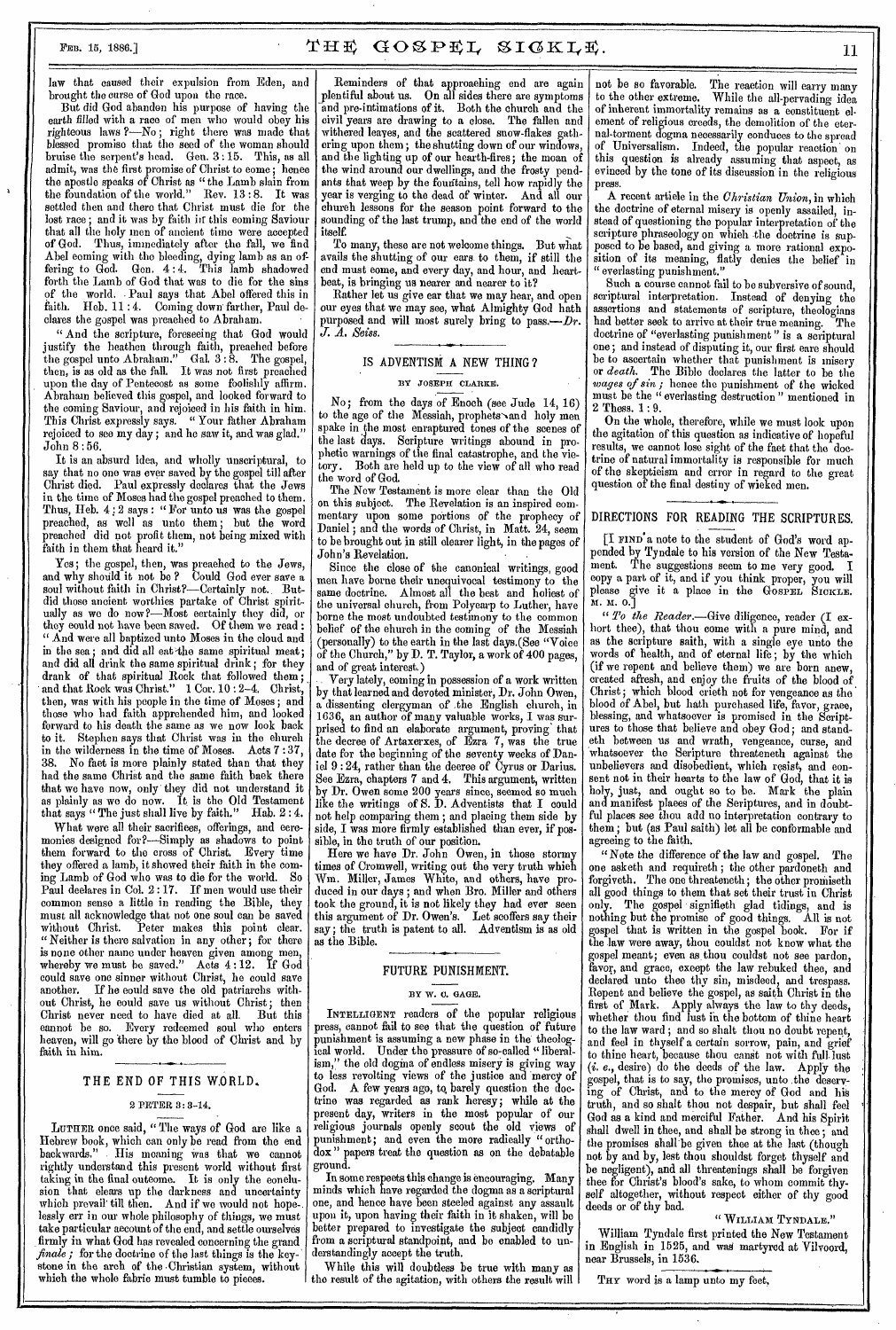law that caused their expulsion from Eden, and brought the curse of God upon the race.

But did God abandon his purpose of having the earth filled with a race of men who would obey his righteous laws?—No; right there was made that blessed promise that the seed of the woman should bruise the serpent's head. Gen. 3:15. This, as all admit, was the first promise of Christ to come; hence the apostle speaks of Christ as "the Lamb slain from the foundation of the world." Rev. 13:8. It was settled then and there that Christ must die for the lost race; and it was by faith in this coming Saviour that all the holy men of ancient time were accepted of God. Thus, immediately after the fall, we find Abel coming with the bleeding, dying lamb as an offering to God. Gen. 4:4. This lamb shadowed forth the Lamb of God that was to die for the sins of the world. Paul says that Abel offered this in faith. Heb. 11:4. Coming down farther, Paul declares the gospel was preached to Abraham.

"And the scripture, foreseeing that God would justify the heathen through faith, preached before the gospel unto Abraham." Gal. 3:8. The gospel, then, is as old as the fall. It was not first preached upon the day of Pentecost as some foolishly affirm. Abraham believed this gospel, and looked forward to the coming Saviour, and rejoiced in his faith in him. This Christ expressly says. "Your father Abraham rejoiced to see my day; and he saw it, and was glad." John 8:56.

It is an absurd idea, and wholly unscriptural, to say that no one was ever saved by the gospel till after Christ died. Paul expressly declares that the Jews in the time of Moses had the gospel preached to them. Thus, Heb. 4:2 says: "For unto us was the gospel preached, as well as unto them; but the word preached did not profit them, not being mixed with faith in them that heard it."

Yes; the gospel, then, was preached to the Jews, and why should it not be? Could God ever save a soul without faith in Christ?—Certainly not. But did those ancient worthies partake of Christ spiritually as we do now?—Most certainly they did, or they could not have been saved. Of them we read: "And were all baptized unto Moses in the cloud and in the sea; and did all eat the same spiritual meat; and did all drink the same spiritual drink; for they drank of that spiritual Rock that followed them; and that Rock was Christ." 1 Cor. 10:2-4. Christ, then, was with his people in the time of Moses; and those who had faith apprehended him, and looked forward to his death the same as we now look back to it. Stephen says that Christ was in the church in the wilderness in the time of Moses. Acts 7:37, 38. No fact is more plainly stated than that they had the same Christ and the same faith back there that we have now, only they did not understand it as plainly as we do now. It is the Old Testament that says "The just shall live by faith." Hab. 2:4.

What were all their sacrifices, offerings, and ceremonies designed for?—Simply as shadows to point them forward to the cross of Christ. Every time they offered a lamb, it showed their faith in the coming Lamb of God who was to die for the world. So Paul declares in Col. 2:17. If men would use their common sense a little in reading the Bible, they must all acknowledge that not one soul can be saved without Christ. Peter makes this point clear. "Neither is there salvation in any other; for there is none other name under heaven given among men, whereby we must be saved." Acts 4:12. If God could save one sinner without Christ, he could save another. If he could save the old patriarchs without Christ, he could save us without Christ; then Christ never need to have died at all. But this cannot be so. Every redeemed soul who enters heaven, will go there by the blood of Christ and by faith in him.

## THE END OF THIS WORLD.

2 PETER 3:3-14.

LUTHER once said, "The ways of God are like a Hebrew book, which can only be read from the end backwards." His meaning was that we cannot rightly understand this present world without first taking in the final outcome. It is only the conclusion that clears up the darkness and uncertainty which prevail till then. And if we would not hopelessly err in our whole philosophy of things, we must take particular account of the end, and settle ourselves firmly in what God has revealed concerning the grand *finale*; for the doctrine of the last things is the keystone in the arch of the Christian system, without which the whole fabric must tumble to pieces.

Reminders of that approaching end are again plentiful about us. On all sides there are symptoms and pre-intimations of it. Both the church and the civil years are drawing to a close. The fallen and withered leaves, and the scattered snow-flakes gathering upon them; the shutting down of our windows, and the lighting up of our hearth-fires; the moan of the wind around our dwellings, and the frosty pendants that weep by the fountains, tell how rapidly the year is verging to the dead of winter. And all our church lessons for the season point forward to the sounding of the last trump, and the end of the world itself.

To many, these are not welcome things. But what avails the shutting of our ears to them, if still the end must come, and every day, and hour, and heartbeat, is bringing us nearer and nearer to it?

Rather let us give ear that we may hear, and open our eyes that we may see, what Almighty God hath purposed and will most surely bring to pass.—*Dr. J. A. Seiss.*

## IS ADVENTISM A NEW THING?

BY JOSEPH CLARKE.

No; from the days of Enoch (see Jude 14, 16) to the age of the Messiah, prophets and holy men spake in the most enraptured tones of the scenes of the last days. Scripture writings abound in prophetic warnings of the final catastrophe, and the victory. Both are held up to the view of all who read the word of God.

The New Testament is more clear than the Old on this subject. The Revelation is an inspired commentary upon some portions of the prophecy of Daniel; and the words of Christ, in Matt. 24, seem to be brought out in still clearer light, in the pages of John's Revelation.

Since the close of the canonical writings, good men have borne their unequivocal testimony to the same doctrine. Almost all the best and holiest of the universal church, from Polycarp to Luther, have borne the most undoubted testimony to the common belief of the church in the coming of the Messiah (personally) to the earth in the last days.(See "Voice of the Church," by D. T. Taylor, a work of 400 pages, and of great interest.)

Very lately, coming in possession of a work written by that learned and devoted minister, Dr. John Owen, a dissenting clergyman of the English church, in 1636, an author of many valuable works, I was surprised to find an elaborate argument, proving that the decree of Artaxerxes, of Ezra 7, was the true date for the beginning of the seventy weeks of Daniel 9:24, rather than the decree of Cyrus or Darius. See Ezra, chapters 7 and 4. This argument, written by Dr. Owen some 200 years since, seemed so much like the writings of S. D. Adventists that I could not help comparing them; and placing them side by side, I was more firmly established than ever, if possible, in the truth of our position.

Here we have Dr. John Owen, in those stormy times of Cromwell, writing out the very truth which Wm. Miller, James White, and others, have produced in our days; and when Bro. Miller and others took the ground, it is not likely they had ever seen this argument of Dr. Owen's. Let scoffers say their say; the truth is patent to all. Adventism is as old as the Bible.

## FUTURE PUNISHMENT.

BY W. C. GAGE.

INTELLIGENT readers of the popular religious press, cannot fail to see that the question of future punishment is assuming a new phase in the theological world. Under the pressure of so-called "liberalism," the old dogma of endless misery is giving way to less revolting views of the justice and mercy of God. A few years ago, to barely question the doctrine was regarded as rank heresy; while at the present day, writers in the most popular of our religious journals openly scout the old views of punishment; and even the more radically "orthodox" papers treat the question as on the debatable ground.

In some respects this change is encouraging. Many minds which have regarded the dogma as a scriptural one, and hence have been steeled against any assault upon it, upon having their faith in it shaken, will be better prepared to investigate the subject candidly from a scriptural standpoint, and be enabled to understandingly accept the truth.

While this will doubtless be true with many as the result of the agitation, with others the result will not be so favorable. The reaction will carry many to the other extreme. While the all-pervading idea of inherent immortality remains as a constituent element of religious creeds, the demolition of the eternal-torment dogma necessarily conduces to the spread of Universalism. Indeed, the popular reaction on this question is already assuming that aspect, as evinced by the tone of its discussion in the religious press.

A recent article in the *Christian Union*, in which the doctrine of eternal misery is openly assailed, instead of questioning the popular interpretation of the scripture phraseology on which the doctrine is supposed to be based, and giving a more rational exposition of its meaning, flatly denies the belief in "everlasting punishment."

Such a course cannot fail to be subversive of sound, scriptural interpretation. Instead of denying the assertions and statements of scripture, theologians had better seek to arrive at their true meaning. The doctrine of "everlasting punishment" is a scriptural one; and instead of disputing it, our first care should be to ascertain whether that punishment is misery or *death*. The Bible declares the latter to be the *wages of sin*; hence the punishment of the wicked must be the "everlasting destruction" mentioned in 2 Thess. 1:9.

On the whole, therefore, while we must look upon the agitation of this question as indicative of hopeful results, we cannot lose sight of the fact that the doctrine of natural immortality is responsible for much of the skepticism and error in regard to the great question of the final destiny of wicked men.

## DIRECTIONS FOR READING THE SCRIPTURES.

[I FIND a note to the student of God's word appended by Tyndale to his version of the New Testament. The suggestions seem to me very good. I copy a part of it, and if you think proper, you will please give it a place in the GOSPEL SICKLE. M. M. O.]

"*To the Reader.*—Give diligence, reader (I exhort thee), that thou come with a pure mind, and as the scripture saith, with a single eye unto the words of health, and of eternal life; by the which (if we repent and believe them) we are born anew, created afresh, and enjoy the fruits of the blood of Christ; which blood crieth not for vengeance as the blood of Abel, but hath purchased life, favor, grace, blessing, and whatsoever is promised in the Scriptures to those that believe and obey God; and standeth between us and wrath, vengeance, curse, and whatsoever the Scripture threateneth against the unbelievers and disobedient, which resist, and consent not in their hearts to the law of God, that it is holy, just, and ought so to be. Mark the plain and manifest places of the Scriptures, and in doubtful places see thou add no interpretation contrary to them; but (as Paul saith) let all be conformable and agreeing to the faith.

"Note the difference of the law and gospel. The one asketh and requireth; the other pardoneth and forgiveth. The one threateneth; the other promiseth all good things to them that set their trust in Christ only. The gospel signifieth glad tidings, and is nothing but the promise of good things. All is not gospel that is written in the gospel book. For if the law were away, thou couldst not know what the gospel meant; even as thou couldst not see pardon, favor, and grace, except the law rebuked thee, and declared unto thee thy sin, misdeed, and trespass. Repent and believe the gospel, as saith Christ in the first of Mark. Apply always the law to thy deeds, whether thou find lust in the bottom of thine heart to the law ward; and so shalt thou no doubt repent, and feel in thyself a certain sorrow, pain, and grief to thine heart, because thou canst not with full lust (*i. e.*, desire) do the deeds of the law. Apply the gospel, that is to say, the promises, unto the deserving of Christ, and to the mercy of God and his truth, and so shalt thou not despair, but shall feel God as a kind and merciful Father. And his Spirit shall dwell in thee, and shall be strong in thee; and the promises shall be given thee at the last (though not by and by, lest thou shouldst forget thyself and be negligent), and all threatenings shall be forgiven thee for Christ's blood's sake, to whom commit thyself altogether, without respect either of thy good deeds or of thy bad.

"WILLIAM TYNDALE."

William Tyndale first printed the New Testament in English in 1525, and was martyred at Vilvoord, near Brussels, in 1536.

THY word is a lamp unto my feet.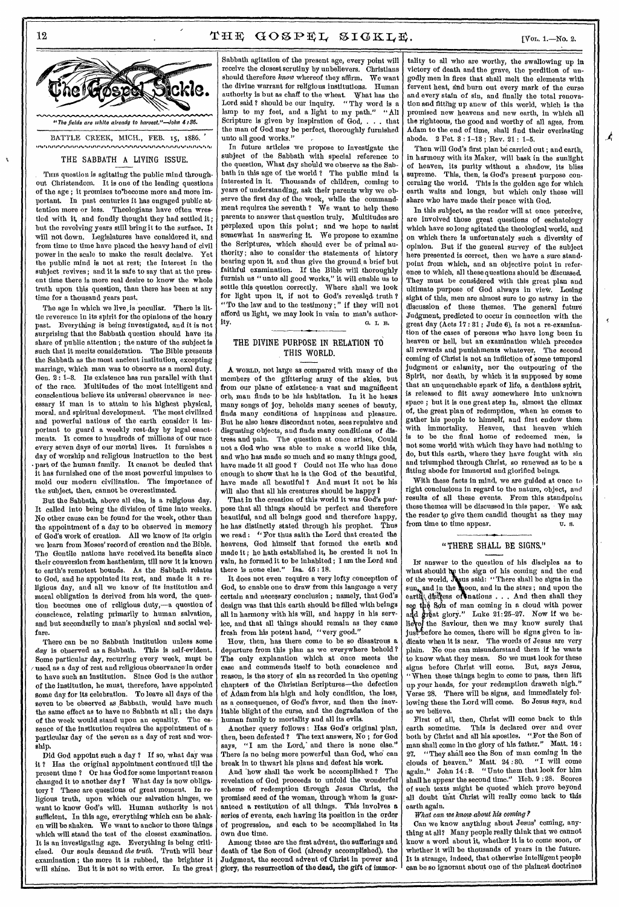"*The fields are white already to harvest.*"—*John* 4:35.

BATTLE CREEK, MICH., FEB. 15, 1886.

## THE SABBATH A LIVING ISSUE.

THIS question is agitating the public mind throughout Christendom. It is one of the leading questions of the age; it promises to become more and more important. In past centuries it has engaged public attention more or less. Theologians have often wrestled with it, and fondly thought they had settled it; but the revolving years still bring it to the surface. It will not down. Legislatures have considered it, and from time to time have placed the heavy hand of civil power in the scale to make the result decisive. Yet the public mind is not at rest; the interest in the subject revives; and it is safe to say that at the present time there is more real desire to know the whole truth upon this question, than there has been at any time for a thousand years past.

The age in which we live is peculiar. There is little reverence in its spirit for the opinions of the hoary past. Everything is being investigated, and it is not surprising that the Sabbath question should have its share of public attention; the nature of the subject is such that it merits consideration. The Bible presents the Sabbath as the most ancient institution, excepting marriage, which man was to observe as a moral duty. Gen. 2:1–3. Its existence has run parallel with that of the race. Multitudes of the most intelligent and conscientious believe its universal observance is necessary if man is to attain to his highest physical, moral, and spiritual development. The most civilized and powerful nations of the earth consider it important to guard a weekly rest-day by legal enactments. It comes to hundreds of millions of our race every seven days of our mortal lives. It furnishes a day of worship and religious instruction to the best part of the human family. It cannot be denied that it has furnished one of the most powerful impulses to mold our modern civilization. The importance of the subject, then, cannot be overestimated.

But the Sabbath, above all else, is a religious day. It called into being the division of time into weeks. No other cause can be found for the week, other than the appointment of a day to be observed in memory of God's work of creation. All we know of its origin we learn from Moses' record of creation and the Bible. The Gentile nations have received its benefits since their conversion from heathenism, till now it is known to earth's remotest bounds. As the Sabbath relates to God, and he appointed its rest, and made it a religious day, and all we know of its institution and moral obligation is derived from his word, the question becomes one of religious duty,—a question of conscience, relating primarily to human salvation, and but secondarily to man's physical and social welfare.

There can be no Sabbath institution unless some *day* is observed as a Sabbath. This is self-evident. Some particular day, recurring every week, must be used as a day of rest and religious observance in order to have such an institution. Since God is the author of the institution, he must, therefore, have appointed some day for its celebration. To leave all days of the seven to be observed as Sabbath, would have much the same effect as to have no Sabbath at all; the days of the week would stand upon an equality. The essence of the institution requires the appointment of a particular day of the seven as a day of rest and worship.

Did God appoint such a day? If so, what day was it? Has the original appointment continued till the present time? Or has God for some important reason changed it to another day? What day is now obligatory? These are questions of great moment. In religious truth, upon which our salvation hinges, we want to know God's will. Human authority is not sufficient. In this age, everything which can be shaken will be shaken. We want to anchor to those things which will stand the test of the closest examination. It is an investigating age. Everything is being criticised. Our souls demand *the truth*. Truth will bear examination; the more it is rubbed, the brighter it will shine. But it is not so with error. In the great Sabbath agitation of the present age, every point will receive the closest scrutiny by unbelievers. Christians should therefore *know* whereof they affirm. We want the divine warrant for religious institutions. Human authority is but as chaff to the wheat. What has the Lord said? should be our inquiry. "Thy word is a lamp to my feet, and a light to my path." "All Scripture is given by inspiration of God, . . . that the man of God may be perfect, thoroughly furnished unto all good works."

In future articles we propose to investigate the subject of the Sabbath with special reference to the question, What day should we observe as the Sabbath in this age of the world? The public mind is interested in it. Thousands of children, coming to years of understanding, ask their parents why we observe the first day of the week, while the commandment requires the seventh? We want to help these parents to answer that question truly. Multitudes are perplexed upon this point; and we hope to assist somewhat in answering it. We propose to examine the Scriptures, which should ever be of primal authority; also to consider the statements of history bearing upon it, and thus give the ground a brief but faithful examination. If the Bible will thoroughly furnish us "unto all good works," it will enable us to settle this question correctly. Where shall we look for light upon it, if not to God's revealed truth? "To the law and to the testimony;" if they will not afford us light, we may look in vain to man's authority.

G. I. B.

## THE DIVINE PURPOSE IN RELATION TO THIS WORLD.

A WORLD, not large as compared with many of the members of the glittering army of the skies, but from our plane of existence a vast and magnificent orb, man finds to be his habitation. In it he hears many songs of joy, beholds many scenes of beauty, finds many conditions of happiness and pleasure. But he also hears discordant notes, sees repulsive and disgusting objects, and finds many conditions of distress and pain. The question at once arises, Could not a God who was able to make a world like this, and who has made so much and so many things good, have made it all good? Could not He who has done enough to show that he is the God of the beautiful, have made all beautiful? And must it not be his will also that all his creatures should be happy?

That in the creation of this world it was God's purpose that all things should be perfect and therefore beautiful, and all beings good and therefore happy, he has distinctly stated through his prophet. Thus we read: "For thus saith the Lord that created the heavens, God himself that formed the earth and made it; he hath established it, he created it not in vain, he formed it to be inhabited; I am the Lord and there is none else." Isa. 45:18.

It does not even require a very lofty conception of God, to enable one to draw from this language a very certain and necessary conclusion; namely, that God's design was that this earth should be filled with beings all in harmony with his will, and happy in his service, and that all things should remain as they came fresh from his potent hand, "very good."

How, then, has there come to be so disastrous a departure from this plan as we everywhere behold? The only explanation which at once meets the case and commends itself to both conscience and reason, is the story of sin as recorded in the opening chapters of the Christian Scriptures—the defection of Adam from his high and holy condition, the loss, as a consequence, of God's favor, and then the inevitable blight of the curse, and the degradation of the human family to mortality and all its evils.

Another query follows: Has God's original plan, then, been defeated? The text answers, No; for God says, "I am the Lord, and there is none else." There is no being more powerful than God, who can break in to thwart his plans and defeat his work.

And how shall the work be accomplished? The revelation of God proceeds to unfold the wonderful scheme of redemption through Jesus Christ, the promised seed of the woman, through whom is guaranteed a restitution of all things. This involves a series of events, each having its position in the order of progression, and each to be accomplished in its own due time.

Among these are the first advent, the sufferings and death of the Son of God (already accomplished), the Judgment, the second advent of Christ in power and glory, the resurrection of the dead, the gift of immortality to all who are worthy, the swallowing up in victory of death and the grave, the perdition of ungodly men in fires that shall melt the elements with fervent heat, and burn out every mark of the curse and every stain of sin, and finally the total renovation and fitting up anew of this world, which is the promised new heavens and new earth, in which all the righteous, the good and worthy of all ages, from Adam to the end of time, shall find their everlasting abode. 2 Pet. 3:1–13; Rev. 21:1–5.

Then will God's first plan be carried out; and earth, in harmony with its Maker, will bask in the sunlight of heaven, its purity without a shadow, its bliss supreme. This, then, is God's present purpose concerning the world. This is the golden age for which earth waits and longs, but which only those will share who have made their peace with God.

In this subject, as the reader will at once perceive, are involved those great questions of eschatology which have so long agitated the theological world, and on which there is unfortunately such a diversity of opinion. But if the general survey of the subject here presented is correct, then we have a sure standpoint from which, and an objective point in reference to which, all these questions should be discussed. They must be considered with this great plan and ultimate purpose of God always in view. Losing sight of this, men are almost sure to go astray in the discussion of these themes. The general future Judgment, predicted to occur in connection with the great day (Acts 17:31; Jude 6), is not a re-examination of the cases of persons who have long been in heaven or hell, but an examination which precedes all rewards and punishments whatever. The second coming of Christ is not an infliction of some temporal judgment or calamity, nor the outpouring of the Spirit, nor death, by which it is supposed by some that an unquenchable spark of life, a deathless spirit, is released to flit away somewhere into unknown space; but it is one great step in, almost the climax of, the great plan of redemption, when he comes to gather his people to himself, and first endow them with immortality. Heaven, that heaven which is to be the final home of redeemed men, is not some world with which they have had nothing to do, but this earth, where they have fought with sin and triumphed through Christ, so renewed as to be a fitting abode for immortal and glorified beings.

With these facts in mind, we are guided at once to right conclusions in regard to the nature, object, and results of all these events. From this standpoint these themes will be discussed in this paper. We ask the reader to give them candid thought as they may from time to time appear.

U. S.

## "THERE SHALL BE SIGNS."

IN answer to the question of his disciples as to what should be the sign of his coming and the end of the world, Jesus said: "There shall be signs in the sun, and in the moon, and in the stars; and upon the earth distress of nations . . . And then shall they see the Son of man coming in a cloud with power and great glory." Luke 21:25–27. Now if we believe the Saviour, then we may know surely that just before he comes, there will be signs given to indicate when it is near. The words of Jesus are very plain. No one can misunderstand them if he wants to know what they mean. So we must look for these signs before Christ will come. But, says Jesus, "When these things begin to come to pass, then lift up your heads, for your redemption draweth nigh." Verse 28. There will be signs, and immediately following these the Lord will come. So Jesus says, and so we believe.

First of all, then, Christ will come back to this earth sometime. This is declared over and over both by Christ and all his apostles. "For the Son of man shall come in the glory of his father." Matt. 16:27. "They shall see the Son of man coming in the clouds of heaven." Matt. 24:30. "I will come again." John 14:3. "Unto them that look for him shall he appear the second time." Heb. 9:28. Scores of such texts might be quoted which prove beyond all doubt that Christ will really come back to this earth again.

*What can we know about his coming?*

Can we know anything about Jesus' coming, anything at all? Many people really think that we cannot know a word about it, whether it is to come soon, or whether it will be thousands of years in the future. It is strange, indeed, that otherwise intelligent people can be so ignorant about one of the plainest doctrines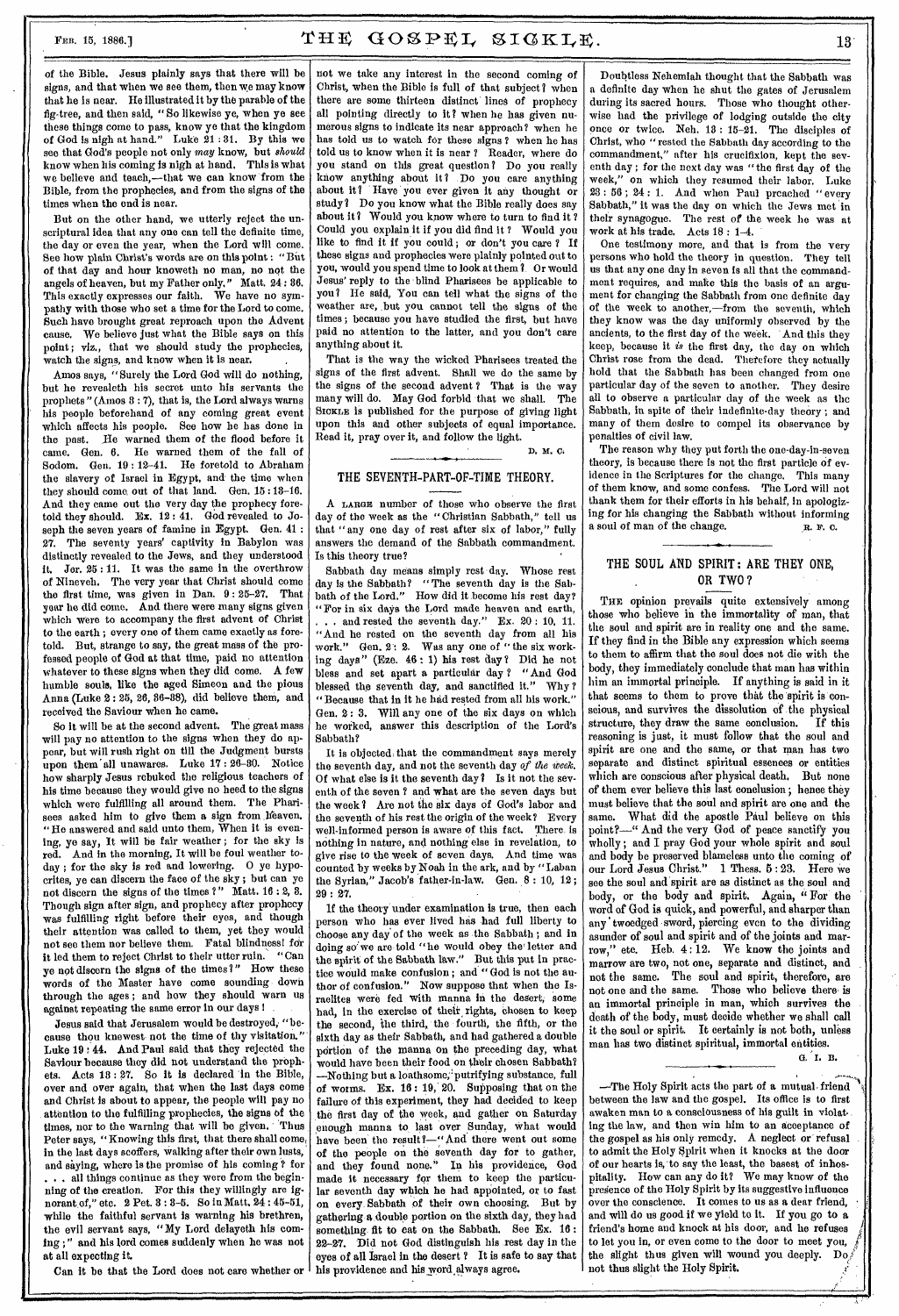of the Bible. Jesus plainly says that there will be signs, and that when we see them, then we may know that he is near. He illustrated it by the parable of the fig-tree, and then said, "So likewise ye, when ye see these things come to pass, know ye that the kingdom of God is nigh at hand." Luke 21 : 31. By this we see that God's people not only *may* know, but *should* know when his coming is nigh at hand. This is what we believe and teach,—that we can know from the Bible, from the prophecies, and from the signs of the times when the end is near.

But on the other hand, we utterly reject the unscriptural idea that any one can tell the definite time, the day or even the year, when the Lord will come. See how plain Christ's words are on this point: "But of that day and hour knoweth no man, no not the angels of heaven, but my Father only." Matt. 24 : 36. This exactly expresses our faith. We have no sympathy with those who set a time for the Lord to come. Such have brought great reproach upon the Advent cause. We believe just what the Bible says on this point; viz., that we should study the prophecies, watch the signs, and know when it is near.

Amos says, "Surely the Lord God will do nothing, but he revealeth his secret unto his servants the prophets" (Amos 3 : 7), that is, the Lord always warns his people beforehand of any coming great event which affects his people. See how he has done in the past. He warned them of the flood before it came. Gen. 6. He warned them of the fall of Sodom. Gen. 19 : 12-41. He foretold to Abraham the slavery of Israel in Egypt, and the time when they should come out of that land. Gen. 15 : 13-16. And they came out the very day the prophecy foretold they should. Ex. 12 : 41. God revealed to Joseph the seven years of famine in Egypt. Gen. 41 : 27. The seventy years' captivity in Babylon was distinctly revealed to the Jews, and they understood it. Jer. 25 : 11. It was the same in the overthrow of Nineveh. The very year that Christ should come the first time, was given in Dan. 9 : 25-27. That year he did come. And there were many signs given which were to accompany the first advent of Christ to the earth; every one of them came exactly as foretold. But, strange to say, the great mass of the professed people of God at that time, paid no attention whatever to these signs when they did come. A few humble souls, like the aged Simeon and the pious Anna (Luke 2 : 25, 26, 36-38), did believe them, and received the Saviour when he came.

So it will be at the second advent. The great mass will pay no attention to the signs when they do appear, but will rush right on till the Judgment bursts upon them all unawares. Luke 17 : 26-30. Notice how sharply Jesus rebuked the religious teachers of his time because they would give no heed to the signs which were fulfilling all around them. The Pharisees asked him to give them a sign from heaven. "He answered and said unto them, When it is evening, ye say, It will be fair weather; for the sky is red. And in the morning, It will be foul weather today; for the sky is red and lowering. O ye hypocrites, ye can discern the face of the sky; but can ye not discern the signs of the times?" Matt. 16 : 2, 3. Though sign after sign, and prophecy after prophecy was fulfilling right before their eyes, and though their attention was called to them, yet they would not see them nor believe them. Fatal blindness! for it led them to reject Christ to their utter ruin. "Can ye not discern the signs of the times?" How these words of the Master have come sounding down through the ages; and how they should warn us against repeating the same error in our days!

Jesus said that Jerusalem would be destroyed, "because thou knewest not the time of thy visitation." Luke 19 : 44. And Paul said that they rejected the Saviour because they did not understand the prophets. Acts 13 : 27. So it is declared in the Bible, over and over again, that when the last days come and Christ is about to appear, the people will pay no attention to the fulfilling prophecies, the signs of the times, nor to the warning that will be given. Thus Peter says, "Knowing this first, that there shall come in the last days scoffers, walking after their own lusts, and saying, where is the promise of his coming? for . . . all things continue as they were from the beginning of the creation. For this they willingly are ignorant of," etc. 2 Pet. 3 : 3-5. So in Matt. 24 : 45-51, while the faithful servant is warning his brethren, the evil servant says, "My Lord delayeth his coming;" and his lord comes suddenly when he was not at all expecting it.

Can it be that the Lord does not care whether or not we take any interest in the second coming of Christ, when the Bible is full of that subject? when there are some thirteen distinct lines of prophecy all pointing directly to it? when he has given numerous signs to indicate its near approach? when he has told us to watch for these signs? when he has told us to know when it is near? Reader, where do you stand on this great question? Do you really know anything about it? Do you care anything about it? Have you ever given it any thought or study? Do you know what the Bible really does say about it? Would you know where to turn to find it? Could you explain it if you did find it? Would you like to find it if you could; or don't you care? If these signs and prophecies were plainly pointed out to you, would you spend time to look at them? Or would Jesus' reply to the blind Pharisees be applicable to you? He said, You can tell what the signs of the weather are, but you cannot tell the signs of the times; because you have studied the first, but have paid no attention to the latter, and you don't care anything about it.

That is the way the wicked Pharisees treated the signs of the first advent. Shall we do the same by the signs of the second advent? That is the way many will do. May God forbid that we shall. The SICKLE is published for the purpose of giving light upon this and other subjects of great importance. Read it, pray over it, and follow the light.

D. M. C.

## THE SEVENTH-PART-OF-TIME THEORY.

A LARGE number of those who observe the first day of the week as the "Christian Sabbath," tell us that "any one day of rest after six of labor," fully answers the demand of the Sabbath commandment. Is this theory true?

Sabbath day means simply rest day. Whose rest day is the Sabbath? "The seventh day is the Sabbath of the Lord." How did it become his rest day? "For in six days the Lord made heaven and earth, . . . and rested the seventh day." Ex. 20 : 10, 11. "And he rested on the seventh day from all his work." Gen. 2 : 2. Was any one of "the six working days" (Eze. 46 : 1) his rest day? Did he not bless and set apart a particular day? "And God blessed the seventh day, and sanctified it." Why? "Because that in it he had rested from all his work." Gen. 2 : 3. Will any one of the six days on which he worked, answer this description of the Lord's Sabbath?

It is objected that the commandment says merely the seventh day, and not the seventh day *of the week*. Of what else is it the seventh day? Is it not the seventh of the seven? and what are the seven days but the week? Are not the six days of God's labor and the seventh of his rest the origin of the week? Every well-informed person is aware of this fact. There is nothing in nature, and nothing else in revelation, to give rise to the week of seven days. And time was counted by weeks by Noah in the ark, and by "Laban the Syrian," Jacob's father-in-law. Gen. 8 : 10, 12; 29 : 27.

If the theory under examination is true, then each person who has ever lived has had full liberty to choose any day of the week as the Sabbath; and in doing so we are told "he would obey the letter and the spirit of the Sabbath law." But this put in practice would make confusion; and "God is not the author of confusion." Now suppose that when the Israelites were fed with manna in the desert, some had, in the exercise of their rights, chosen to keep the second, the third, the fourth, the fifth, or the sixth day as their Sabbath, and had gathered a double portion of the manna on the preceding day, what would have been their food on their chosen Sabbath? —Nothing but a loathsome, putrifying substance, full of worms. Ex. 16 : 19, 20. Supposing that on the failure of this experiment, they had decided to keep the first day of the week, and gather on Saturday enough manna to last over Sunday, what would have been the result?—"And there went out some of the people on the seventh day for to gather, and they found none." In his providence, God made it necessary for them to keep the particular seventh day which he had appointed, or to fast on every Sabbath of their own choosing. But by gathering a double portion on the sixth day, they had something fit to eat on the Sabbath. See Ex. 16 : 22-27. Did not God distinguish his rest day in the eyes of all Israel in the desert? It is safe to say that his providence and his word always agree.

Doubtless Nehemiah thought that the Sabbath was a definite day when he shut the gates of Jerusalem during its sacred hours. Those who thought otherwise had the privilege of lodging outside the city once or twice. Neh. 13 : 15-21. The disciples of Christ, who "rested the Sabbath day according to the commandment," after his crucifixion, kept the seventh day; for the next day was "the first day of the week," on which they resumed their labor. Luke 23 : 56; 24 : 1. And when Paul preached "every Sabbath," it was the day on which the Jews met in their synagogue. The rest of the week he was at work at his trade. Acts 18 : 1-4.

One testimony more, and that is from the very persons who hold the theory in question. They tell us that any one day in seven is all that the commandment requires, and make this the basis of an argument for changing the Sabbath from one definite day of the week to another,—from the seventh, which they know was the day uniformly observed by the ancients, to the first day of the week. And this they keep, because it *is* the first day, the day on which Christ rose from the dead. Therefore they actually hold that the Sabbath has been changed from one particular day of the seven to another. They desire all to observe a particular day of the week as the Sabbath, in spite of their indefinite-day theory; and many of them desire to compel its observance by penalties of civil law.

The reason why they put forth the one-day-in-seven theory, is because there is not the first particle of evidence in the Scriptures for the change. This many of them know, and some confess. The Lord will not thank them for their efforts in his behalf, in apologizing for his changing the Sabbath without informing a soul of man of the change.

R. F. C.

## THE SOUL AND SPIRIT: ARE THEY ONE, OR TWO?

THE opinion prevails quite extensively among those who believe in the immortality of man, that the soul and spirit are in reality one and the same. If they find in the Bible any expression which seems to them to affirm that the soul does not die with the body, they immediately conclude that man has within him an immortal principle. If anything is said in it that seems to them to prove that the spirit is conscious, and survives the dissolution of the physical structure, they draw the same conclusion. If this reasoning is just, it must follow that the soul and spirit are one and the same, or that man has two separate and distinct spiritual essences or entities which are conscious after physical death. But none of them ever believe this last conclusion; hence they must believe that the soul and spirit are one and the same. What did the apostle Paul believe on this point?—"And the very God of peace sanctify you wholly; and I pray God your whole spirit and soul and body be preserved blameless unto the coming of our Lord Jesus Christ." 1 Thess. 5 : 23. Here we see the soul and spirit are as distinct as the soul and body, or the body and spirit. Again, "For the word of God is quick, and powerful, and sharper than any twoedged sword, piercing even to the dividing asunder of soul and spirit and of the joints and marrow," etc. Heb. 4 : 12. We know the joints and marrow are two, not one, separate and distinct, and not the same. The soul and spirit, therefore, are not one and the same. Those who believe there is an immortal principle in man, which survives the death of the body, must decide whether we shall call it the soul or spirit. It certainly is not both, unless man has two distinct spiritual, immortal entities.

G. I. B.

—The Holy Spirit acts the part of a mutual friend between the law and the gospel. Its office is to first awaken man to a consciousness of his guilt in violating the law, and then win him to an acceptance of the gospel as his only remedy. A neglect or refusal to admit the Holy Spirit when it knocks at the door of our hearts is, to say the least, the basest of inhospitality. How can any do it? We may know of the presence of the Holy Spirit by its suggestive influence over the conscience. It comes to us as a dear friend, and will do us good if we yield to it. If you go to a friend's home and knock at his door, and he refuses to let you in, or even come to the door to meet you, the slight thus given will wound you deeply. Do not thus slight the Holy Spirit.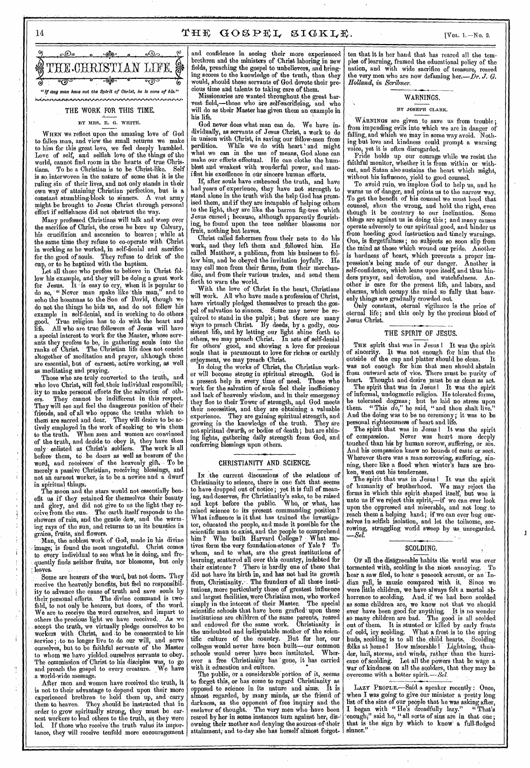# THE CHRISTIAN LIFE.

*"If any man have not the Spirit of Christ, he is none of his."*

## THE WORK FOR THIS TIME.

BY MRS. E. G. WHITE.

WHEN we reflect upon the amazing love of God to fallen man, and view the small returns we make to him for this great love, we feel deeply humbled. Love of self, and selfish love of the things of the world, cannot find room in the hearts of true Christians. To be a Christian is to be Christ-like. Self is so interwoven in the nature of some that it is the ruling sin of their lives, and not only stands in their own way of attaining Christian perfection, but is a constant stumbling-block to sinners. A vast army might be brought to Jesus Christ through personal effort if selfishness did not obstruct the way.

Many professed Christians will talk and weep over the sacrifice of Christ, the cross he bore up Calvary, his crucifixion and ascension to heaven; while at the same time they refuse to co-operate with Christ in working as he worked, in self-denial and sacrifice for the good of souls. They refuse to drink of the cup, or to be baptized with the baptism.

Let all those who profess to believe in Christ follow his example, and they will be doing a great work for Jesus. It is easy to cry, when it is popular to do so, "Never man spake like this man," and to echo the hosannas to the Son of David, though we do not the things he bids us, and do not follow his example in self-denial, and in working to do others good. True religion has to do with the heart and life. All who are true followers of Jesus will have a special interest to work for the Master, whose servants they profess to be, in gathering souls into the ranks of Christ. The Christian life does not consist altogether of meditation and prayer, although these are essential, but of earnest, active working, as well as meditating and praying.

Those who are truly converted to the truth, and who love Christ, will feel their individual responsibility to make personal efforts for the salvation of others. They cannot be indifferent in this respect. They will see and feel the dangerous position of their friends, and of all who oppose the truths which to them are sacred and dear. They will desire to be actively employed in the work of seeking to win them to the truth. When men and women are convinced of the truth, and decide to obey it, they have then only enlisted as Christ's soldiers. The work is all before them, to be doers as well as hearers of the word, and receivers of the heavenly gift. To be merely a passive Christian, receiving blessings, and not an earnest worker, is to be a novice and a dwarf in spiritual things.

The moon and the stars would not essentially benefit us if they retained for themselves their beauty and glory, and did not give to us the light they receive from the sun. The earth itself responds to the showers of rain, and the gentle dew, and the warming rays of the sun, and returns to us its bounties in grains, fruits, and flowers.

Man, the noblest work of God, made in his divine image, is found the most ungrateful. Christ comes to every individual to see what he is doing, and frequently finds neither fruits, nor blossoms, but only leaves.

Some are hearers of the word, but not doers. They receive the heavenly benefits, but feel no responsibility to advance the cause of truth and save souls by their personal efforts. The divine command is two-fold, to not only be hearers, but doers, of the word. We are to receive the word ourselves, and impart to others the precious light we have received. As we accept the truth, we virtually pledge ourselves to be workers with Christ, and to be consecrated to his service; to no longer live to do our will, and serve ourselves, but to be faithful servants of the Master to whom we have yielded ourselves servants to obey. The commission of Christ to his disciples was, to go and preach the gospel to every creature. We have a world-wide message.

After men and women have received the truth, it is not to their advantage to depend upon their more experienced brethren to hold them up, and carry them to heaven. They should be instructed that in order to grow spiritually strong, they must be earnest workers to lead others to the truth, as they were led. If those who receive the truth value its importance, they will receive tenfold more encouragement and confidence in seeing their more experienced brethren and the ministers of Christ laboring in new fields, preaching the gospel to unbelievers, and bringing scores to the knowledge of the truth, than they would, should these servants of God devote their precious time and talents to taking care of them.

Missionaries are wanted throughout the great harvest field,—those who are self-sacrificing, and who will do as their Master has given them an example in his life.

God never does what man can do. We have individually, as servants of Jesus Christ, a work to do in unison with Christ, in saving our fellow-men from perdition. While we do with heart and might what we can in the use of means, God alone can make our efforts effectual. He can clothe the humblest and weakest with wonderful power, and manifest his excellence in our sincere human efforts.

If, after souls have embraced the truth, and have had years of experience, they have not strength to stand alone in the truth with the help God has promised them, and if they are incapable of helping others to the light, they are like the barren fig-tree which Jesus cursed; because, although apparently flourishing, he found upon the tree neither blossoms nor fruit, nothing but leaves.

Christ called fishermen from their nets to do his work, and they left them and followed him. He called Matthew, a publican, from his business to follow him, and he obeyed the invitation joyfully. He may call men from their farms, from their merchandise, and from their various trades, and send them forth to warn the world.

With the love of Christ in the heart, Christians will work. All who have made a profession of Christ, have virtually pledged themselves to preach the gospel of salvation to sinners. Some may never be required to stand in the pulpit; but there are many ways to preach Christ. By deeds, by a godly, consistent life, and by letting our light shine forth to others, we may preach Christ. In acts of self-denial for others' good, and showing a love for precious souls that is paramount to love for riches or earthly enjoyment, we may preach Christ.

In doing the works of Christ, the Christian worker will become strong in spiritual strength. God is a present help in every time of need. Those who work for the salvation of souls feel their inefficiency and lack of heavenly wisdom, and in their emergency they flee to their Tower of strength, and God meets their necessities, and they are obtaining a valuable experience. They are gaining spiritual strength, and growing in the knowledge of the truth. They are not spiritual dwarfs, or bodies of death; but are shining lights, gathering daily strength from God, and conferring blessings upon others.

## CHRISTIANITY AND SCIENCE.

IN the current discussions of the relations of Christianity to science, there is one fact that seems to have dropped out of notice; yet it is full of meaning, and deserves, for Christianity's sake, to be raised and kept before the public. Who, or what, has raised science to its present commanding position? What influence is it that has trained the investigator, educated the people, and made it possible for the scientific man to exist, and the people to comprehend him? Who built Harvard College? What motives form the very foundation-stones of Yale? To whom, and to what, are the great institutions of learning, scattered all over this country, indebted for their existence? There is hardly one of these that did not have its birth in, and has not had its growth from, Christianity. The founders of all these institutions, more particularly those of greatest influence and largest facilities, were Christian men, who worked simply in the interest of their Master. The special scientific schools that have been grafted upon these institutions are children of the same parents, reared and endowed for the same work. Christianity is the undoubted and indisputable mother of the scientific culture of the country. But for her, our colleges would never have been built—our common schools would never have been instituted. Wherever a free Christianity has gone, it has carried with it education and culture.

The public, or a considerable portion of it, seems to forget this, or has come to regard Christianity as opposed to science in its nature and aims. It is almost regarded, by many minds, as the friend of darkness, as the opponent of free inquiry and the enslaver of thought. The very men who have been reared by her in some instances turn against her, disowning their mother and denying the sources of their attainment, and to-day she has herself almost forgotten that it is her hand that has reared all the temples of learning, framed the educational policy of the nation, and with wide sacrifice of treasure, reared the very men who are now defaming her.—*Dr. J. G. Holland, in Scribner.*

## WARNINGS.

BY JOSEPH CLARK.

WARNINGS are given to save us from trouble; from impending evils into which we are in danger of falling, and which we may in some way avoid. Nothing but love and kindness could prompt a warning voice, yet it is often disregarded.

Pride holds up our courage while we resist the faithful monitor, whether it is from within or without, and Satan also sustains the heart which might, without his influence, yield to good counsel.

To avoid ruin, we implore God to help us, and he warns us of danger, and points us to the narrow way. To get the benefit of his counsel we must heed that counsel, shun the wrong, and hold the right, even though it be contrary to our inclination. Some things are against us in doing this; and many causes operate adversely to our spiritual good, and hinder us from heeding good instruction and timely warnings. One, is forgetfulness; no subjects so soon slip from the mind as those which wound our pride. Another is hardness of heart, which prevents a proper impression's being made of our danger. Another is self-confidence, which leans upon itself, and thus hinders prayer, and devotion, and watchfulness. Another is care for the present life, and labors, and charms, which occupy the mind so fully that heavenly things are gradually crowded out.

Only constant, eternal vigilance is the price of eternal life; and this only by the precious blood of Jesus Christ.

## THE SPIRIT OF JESUS.

THE spirit that was in Jesus! It was the spirit of sincerity. It was not enough for him that the outside of the cup and platter should be clean. It was not enough for him that men should abstain from outward acts of vice. There must be purity of heart. Thought and desire must be as clean as act.

The spirit that was in Jesus! It was the spirit of informal, undogmatic religion. He tolerated forms, he tolerated dogmas; but he laid no stress upon them. "This *do*," he said, "and thou shalt live." And the doing was to be no ceremony; it was to be personal righteousness of heart and life.

The spirit that was in Jesus! It was the spirit of compassion. Never was heart more deeply touched than his by human sorrow, suffering, or sin. And his compassion knew no bounds of caste or sect. Wherever there was a man sorrowing, suffering, sinning, there like a flood when winter's bars are broken, went out his tenderness.

The spirit that was in Jesus! It was the spirit of humanity of brotherhood. We may reject the forms in which this spirit shaped itself, but woe is unto us if we reject this spirit,—if we can ever look upon the oppressed and miserable, and not long to reach them a helping hand; if we can ever hug ourselves in selfish isolation, and let the toilsome, sorrowing, struggling world sweep by us unregarded. —*Sel.*

## SCOLDING.

OF all the disagreeable habits the world was ever tormented with, scolding is the most annoying. To hear a saw filed, to hear a peacock scream, or an Indian yell, is music compared with it. Since we were little children, we have always felt a mortal abhorrence to scolding. And if we had been scolded as some children are, we know not that we should ever have been good for anything. It is no wonder so many children are bad. The good is all scolded out of them. It is stunted or killed by early frosts of cold, icy scolding. What a frost is to the spring buds, scolding is to all the child hearts. Scolding folks at home! How miserable! Lightning, thunder, hail, storms, and winds, rather than the hurricane of scolding. Let all the powers that be wage a war of kindness on all the scolders, that they may be overcome with a better spirit.—*Sel.*

---

LAZY PEOPLE.—Said a speaker recently: Once, when I was going to give our minister a pretty long list of the sins of our people that he was asking after, I began with "He's dreadfully lazy." "That's enough;" said he, "all sorts of sins are in that one; that is the sign by which to know a full-fledged sinner."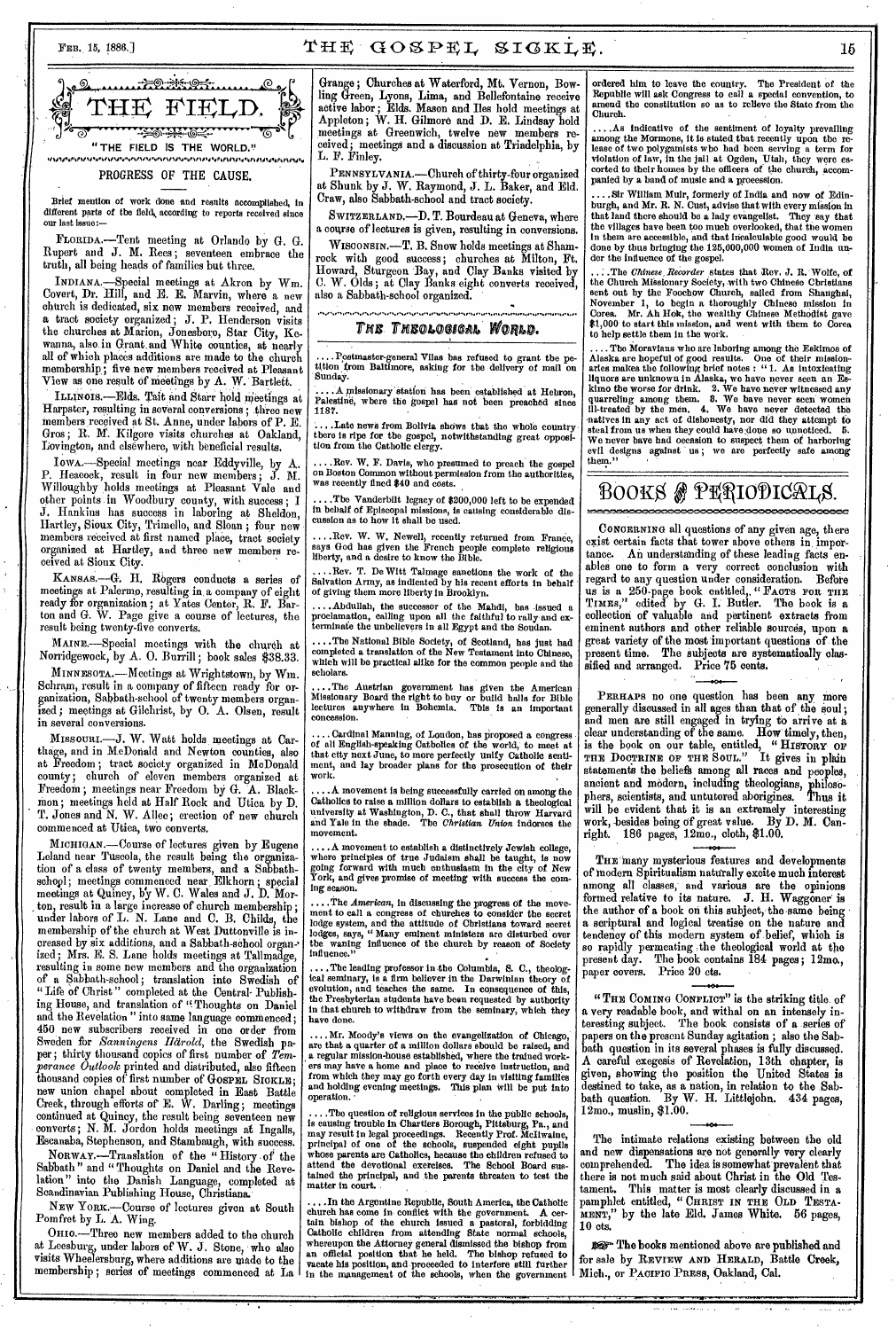# THE FIELD.

"THE FIELD IS THE WORLD."

## PROGRESS OF THE CAUSE.

Brief mention of work done and results accomplished, in different parts of the field, according to reports received since our last issue:—

FLORIDA.—Tent meeting at Orlando by G. G. Rupert and J. M. Rees; seventeen embrace the truth, all being heads of families but three.

INDIANA.—Special meetings at Akron by Wm. Covert, Dr. Hill, and E. E. Marvin, where a new church is dedicated, six new members received, and a tract society organized; J. P. Henderson visits the churches at Marion, Jonesboro, Star City, Kewanna, also in Grant and White counties, at nearly all of which places additions are made to the church membership; five new members received at Pleasant View as one result of meetings by A. W. Bartlett.

ILLINOIS.—Elds. Tait and Starr hold meetings at Harpster, resulting in several conversions; three new members received at St. Anne, under labors of P. E. Gros; R. M. Kilgore visits churches at Oakland, Lovington, and elsewhere, with beneficial results.

IOWA.—Special meetings near Eddyville, by A. P. Heacock, result in four new members; J. M. Willoughby holds meetings at Pleasant Vale and other points in Woodbury county, with success; I J. Hankins has success in laboring at Sheldon, Hartley, Sioux City, Trimello, and Sloan; four new members received at first named place, tract society organized at Hartley, and three new members received at Sioux City.

KANSAS.—G. H. Rogers conducts a series of meetings at Palermo, resulting in a company of eight ready for organization; at Yates Center, R. F. Barton and G. W. Page give a course of lectures, the result being twenty-five converts.

MAINE.—Special meetings with the church at Norridgewock, by A. O. Burrill; book sales $38.33.

MINNESOTA.—Meetings at Wrightstown, by Wm. Schram, result in a company of fifteen ready for organization, Sabbath-school of twenty members organized; meetings at Gilchrist, by O. A. Olsen, result in several conversions.

MISSOURI.—J. W. Watt holds meetings at Carthage, and in McDonald and Newton counties, also at Freedom; tract society organized in McDonald county; church of eleven members organized at Freedom; meetings near Freedom by G. A. Blackmon; meetings held at Half Rock and Utica by D. T. Jones and N. W. Allee; erection of new church commenced at Utica, two converts.

MICHIGAN.—Course of lectures given by Eugene Leland near Tuscola, the result being the organization of a class of twenty members, and a Sabbath-school; meetings commenced near Elkhorn; special meetings at Quincy, by W. C. Wales and J. D. Morton, result in a large increase of church membership; under labors of L. N. Lane and C. B. Childs, the membership of the church at West Duttonville is increased by six additions, and a Sabbath-school organized; Mrs. E. S. Lane holds meetings at Tallmadge, resulting in some new members and the organization of a Sabbath-school; translation into Swedish of "Life of Christ" completed at the Central Publishing House, and translation of "Thoughts on Daniel and the Revelation" into same language commenced; 450 new subscribers received in one order from Sweden for *Sanningens Härold*, the Swedish paper; thirty thousand copies of first number of *Temperance Outlook* printed and distributed, also fifteen thousand copies of first number of GOSPEL SICKLE; new union chapel about completed in East Battle Creek, through efforts of E. W. Darling; meetings continued at Quincy, the result being seventeen new converts; N. M. Jordon holds meetings at Ingalls, Escanaba, Stephenson, and Stambaugh, with success.

NORWAY.—Translation of the "History of the Sabbath" and "Thoughts on Daniel and the Revelation" into the Danish Language, completed at Scandinavian Publishing House, Christiana.

NEW YORK.—Course of lectures given at South Pomfret by L. A. Wing.

OHIO.—Three new members added to the church at Leesburg, under labors of W. J. Stone, who also visits Wheelersburg, where additions are made to the membership; series of meetings commenced at La Grange; Churches at Waterford, Mt. Vernon, Bowling Green, Lyons, Lima, and Bellefontaine receive active labor; Elds. Mason and Iles hold meetings at Appleton; W. H. Gilmore and D. E. Lindsay hold meetings at Greenwich, twelve new members received; meetings and a discussion at Triadelphia, by L. F. Finley.

PENNSYLVANIA.—Church of thirty-four organized at Shunk by J. W. Raymond, J. L. Baker, and Eld. Craw, also Sabbath-school and tract society.

SWITZERLAND.—D. T. Bourdeau at Geneva, where a course of lectures is given, resulting in conversions.

WISCONSIN.—T. B. Snow holds meetings at Shamrock with good success; churches at Milton, Ft. Howard, Sturgeon Bay, and Clay Banks visited by C. W. Olds; at Clay Banks eight converts received, also a Sabbath-school organized.

## THE THEOLOGICAL WORLD.

....Postmaster-general Vilas has refused to grant the petition from Baltimore, asking for the delivery of mail on Sunday.

....A missionary station has been established at Hebron, Palestine, where the gospel has not been preached since 1187.

....Late news from Bolivia shows that the whole country there is ripe for the gospel, notwithstanding great opposition from the Catholic clergy.

....Rev. W. F. Davis, who presumed to preach the gospel on Boston Common without permission from the authorities, was recently fined $40 and costs.

....The Vanderbilt legacy of $200,000 left to be expended in behalf of Episcopal missions, is causing considerable discussion as to how it shall be used.

....Rev. W. W. Newell, recently returned from France, says God has given the French people complete religious liberty, and a desire to know the Bible.

....Rev. T. De Witt Talmage sanctions the work of the Salvation Army, as indicated by his recent efforts in behalf of giving them more liberty in Brooklyn.

....Abdullah, the successor of the Mahdi, has issued a proclamation, calling upon all the faithful to rally and exterminate the unbelievers in all Egypt and the Soudan.

....The National Bible Society, of Scotland, has just had completed a translation of the New Testament into Chinese, which will be practical alike for the common people and the scholars.

....The Austrian government has given the American Missionary Board the right to buy or build halls for Bible lectures anywhere in Bohemia. This is an important concession.

....Cardinal Manning, of London, has proposed a congress of all English-speaking Catholics of the world, to meet at that city next June, to more perfectly unify Catholic sentiment, and lay broader plans for the prosecution of their work.

....A movement is being successfully carried on among the Catholics to raise a million dollars to establish a theological university at Washington, D. C., that shall throw Harvard and Yale in the shade. The *Christian Union* indorses the movement.

....A movement to establish a distinctively Jewish college, where principles of true Judaism shall be taught, is now going forward with much enthusiasm in the city of New York, and gives promise of meeting with success the coming season.

....The *American*, in discussing the progress of the movement to call a congress of churches to consider the secret lodge system, and the attitude of Christians toward secret lodges, says, "Many eminent ministers are disturbed over the waning influence of the church by reason of Society influence."

....The leading professor in the Columbia, S. C., theological seminary, is a firm believer in the Darwinian theory of evolution, and teaches the same. In consequence of this, the Presbyterian students have been requested by authority in that church to withdraw from the seminary, which they have done.

....Mr. Moody's views on the evangelization of Chicago, are that a quarter of a million dollars should be raised, and a regular mission-house established, where the trained workers may have a home and place to receive instruction, and from which they may go forth every day in visiting families and holding evening meetings. This plan will be put into operation.

....The question of religious services in the public schools, is causing trouble in Chartiers Borough, Pittsburg, Pa., and may result in legal proceedings. Recently Prof. McIlwaine, principal of one of the schools, suspended eight pupils whose parents are Catholics, because the children refused to attend the devotional exercises. The School Board sustained the principal, and the parents threaten to test the matter in court.

....In the Argentine Republic, South America, the Catholic church has come in conflict with the government. A certain bishop of the church issued a pastoral, forbidding Catholic children from attending State normal schools, whereupon the Attorney general dismissed the bishop from an official position that he held. The bishop refused to vacate his position, and proceeded to interfere still further in the management of the schools, when the government ordered him to leave the country. The President of the Republic will ask Congress to call a special convention, to amend the constitution so as to relieve the State from the Church.

....As indicative of the sentiment of loyalty prevailing among the Mormons, it is stated that recently upon the release of two polygamists who had been serving a term for violation of law, in the jail at Ogden, Utah, they were escorted to their homes by the officers of the church, accompanied by a band of music and a procession.

....Sir William Muir, formerly of India and now of Edinburgh, and Mr. R. N. Cust, advise that with every mission in that land there should be a lady evangelist. They say that the villages have been too much overlooked, that the women in them are accessible, and that incalculable good would be done by thus bringing the 125,000,000 women of India under the influence of the gospel.

....The *Chinese Recorder* states that Rev. J. R. Wolfe, of the Church Missionary Society, with two Chinese Christians sent out by the Foochow Church, sailed from Shanghai, November 1, to begin a thoroughly Chinese mission in Corea. Mr. Ah Hok, the wealthy Chinese Methodist gave $1,000 to start this mission, and went with them to Corea to help settle them in the work.

....The Moravians who are laboring among the Eskimos of Alaska are hopeful of good results. One of their missionaries makes the following brief notes: "1. As intoxicating liquors are unknown in Alaska, we have never seen an Eskimo the worse for drink. 2. We have never witnessed any quarreling among them. 3. We have never seen women ill-treated by the men. 4. We have never detected the natives in any act of dishonesty, nor did they attempt to steal from us when they could have done so unnoticed. 5. We never have had occasion to suspect them of harboring evil designs against us; we are perfectly safe among them."

## BOOKS & PERIODICALS.

CONCERNING all questions of any given age, there exist certain facts that tower above others in importance. An understanding of these leading facts enables one to form a very correct conclusion with regard to any question under consideration. Before us is a 250-page book entitled, "FACTS FOR THE TIMES," edited by G. I. Butler. The book is a collection of valuable and pertinent extracts from eminent authors and other reliable sources, upon a great variety of the most important questions of the present time. The subjects are systematically classified and arranged. Price 75 cents.

PERHAPS no one question has been any more generally discussed in all ages than that of the soul; and men are still engaged in trying to arrive at a clear understanding of the same. How timely, then, is the book on our table, entitled, "HISTORY OF THE DOCTRINE OF THE SOUL." It gives in plain statements the beliefs among all races and peoples, ancient and modern, including theologians, philosophers, scientists, and untutored aborigines. Thus it will be evident that it is an extremely interesting work, besides being of great value. By D. M. Canright. 186 pages, 12mo., cloth, $1.00.

THE many mysterious features and developments of modern Spiritualism naturally excite much interest among all classes, and various are the opinions formed relative to its nature. J. H. Waggoner is the author of a book on this subject, the same being a scriptural and logical treatise on the nature and tendency of this modern system of belief, which is so rapidly permeating the theological world at the present day. The book contains 184 pages; 12mo., paper covers. Price 20 cts.

"THE COMING CONFLICT" is the striking title of a very readable book, and withal on an intensely interesting subject. The book consists of a series of papers on the present Sunday agitation; also the Sabbath question in its several phases is fully discussed. A careful exegesis of Revelation, 13th chapter, is given, showing the position the United States is destined to take, as a nation, in relation to the Sabbath question. By W. H. Littlejohn. 434 pages, 12mo., muslin, $1.00.

The intimate relations existing between the old and new dispensations are not generally very clearly comprehended. The idea is somewhat prevalent that there is not much said about Christ in the Old Testament. This matter is most clearly discussed in a pamphlet entitled, "CHRIST IN THE OLD TESTAMENT," by the late Eld. James White. 56 pages, 10 cts.

☞ The books mentioned above are published and for sale by REVIEW AND HERALD, Battle Creek, Mich., or PACIFIC PRESS, Oakland, Cal.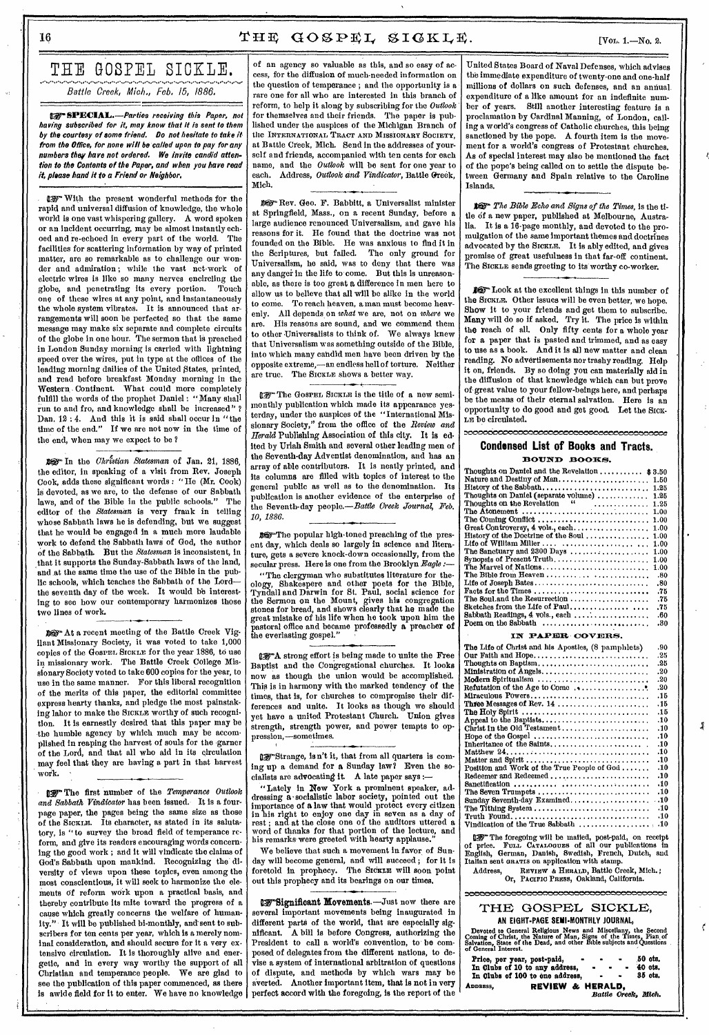# THE GOSPEL SICKLE.

*Battle Creek, Mich., Feb. 15, 1886.*

☞ **SPECIAL.**—*Parties receiving this Paper, not having subscribed for it, may know that it is sent to them by the courtesy of some friend. Do not hesitate to take it from the Office, for none will be called upon to pay for any numbers they have not ordered. We invite candid attention to the Contents of the Paper, and when you have read it, please hand it to a Friend or Neighbor.*

☞ With the present wonderful methods for the rapid and universal diffusion of knowledge, the whole world is one vast whispering gallery. A word spoken or an incident occurring, may be almost instantly echoed and re-echoed in every part of the world. The facilities for scattering information by way of printed matter, are so remarkable as to challenge our wonder and admiration; while the vast net-work of electric wires is like so many nerves encircling the globe, and penetrating its every portion. Touch one of these wires at any point, and instantaneously the whole system vibrates. It is announced that arrangements will soon be perfected so that the same message may make six separate and complete circuits of the globe in one hour. The sermon that is preached in London Sunday morning is carried with lightning speed over the wires, put in type at the offices of the leading morning dailies of the United States, printed, and read before breakfast Monday morning in the Western Continent. What could more completely fulfill the words of the prophet Daniel: "Many shall run to and fro, and knowledge shall be increased"? Dan. 12:4. And this it is said shall occur in "the time of the end." If we are not now in the time of the end, when may we expect to be?

☞ In the *Christian Statesman* of Jan. 21, 1886, the editor, in speaking of a visit from Rev. Joseph Cook, adds these significant words: "He (Mr. Cook) is devoted, as we are, to the defense of our Sabbath laws, and of the Bible in the public schools." The editor of the *Statesman* is very frank in telling whose Sabbath laws he is defending, but we suggest that he would be engaged in a much more laudable work to defend the Sabbath laws of God, the author of the Sabbath. But the *Statesman* is inconsistent, in that it supports the Sunday-Sabbath laws of the land, and at the same time the use of the Bible in the public schools, which teaches the Sabbath of the Lord—the seventh day of the week. It would be interesting to see how our contemporary harmonizes these two lines of work.

☞ At a recent meeting of the Battle Creek Vigilant Missionary Society, it was voted to take 1,000 copies of the GOSPEL SICKLE for the year 1886, to use in missionary work. The Battle Creek College Missionary Society voted to take 600 copies for the year, to use in the same manner. For this liberal recognition of the merits of this paper, the editorial committee express hearty thanks, and pledge the most painstaking labor to make the SICKLE worthy of such recognition. It is earnestly desired that this paper may be the humble agency by which much may be accomplished in reaping the harvest of souls for the garner of the Lord, and that all who aid in its circulation may feel that they are having a part in that harvest work.

☞ The first number of the *Temperance Outlook and Sabbath Vindicator* has been issued. It is a four-page paper, the pages being the same size as those of the SICKLE. Its character, as stated in its salutatory, is "to survey the broad field of temperance reform, and give its readers encouraging words concerning the good work; and it will vindicate the claims of God's Sabbath upon mankind. Recognizing the diversity of views upon these topics, even among the most conscientious, it will seek to harmonize the elements of reform work upon a practical basis, and thereby contribute its mite toward the progress of a cause which greatly concerns the welfare of humanity." It will be published bi-monthly, and sent to subscribers for ten cents per year, which is a merely nominal consideration, and should secure for it a very extensive circulation. It is thoroughly alive and energetic, and in every way worthy the support of all Christian and temperance people. We are glad to see the publication of this paper commenced, as there is a wide field for it to enter. We have no knowledge of an agency so valuable as this, and so easy of access, for the diffusion of much-needed information on the question of temperance; and the opportunity is a rare one for all who are interested in this branch of reform, to help it along by subscribing for the *Outlook* for themselves and their friends. The paper is published under the auspices of the Michigan Branch of the INTERNATIONAL TRACT AND MISSIONARY SOCIETY, at Battle Creek, Mich. Send in the addresses of yourself and friends, accompanied with ten cents for each name, and the *Outlook* will be sent for one year to each. Address, *Outlook and Vindicator*, Battle Creek, Mich.

☞ Rev. Geo. F. Babbitt, a Universalist minister at Springfield, Mass., on a recent Sunday, before a large audience renounced Universalism, and gave his reasons for it. He found that the doctrine was not founded on the Bible. He was anxious to find it in the Scriptures, but failed. The only ground for Universalism, he said, was to deny that there was any danger in the life to come. But this is unreasonable, as there is too great a difference in men here to allow us to believe that all will be alike in the world to come. To reach heaven, a man must become heavenly. All depends on *what* we are, not on *where* we are. His reasons are sound, and we commend them to other Universalists to think of. We always knew that Universalism was something outside of the Bible, into which many candid men have been driven by the opposite extreme,—an endless hell of torture. Neither are true. The SICKLE shows a better way.

☞ The GOSPEL SICKLE is the title of a new semi-monthly publication which made its appearance yesterday, under the auspices of the "International Missionary Society," from the office of the *Review and Herald* Publishing Association of this city. It is edited by Uriah Smith and several other leading men of the Seventh-day Adventist denomination, and has an array of able contributors. It is neatly printed, and its columns are filled with topics of interest to the general public as well as to the denomination. Its publication is another evidence of the enterprise of the Seventh-day people.—*Battle Creek Journal, Feb. 10, 1886.*

☞ The popular high-toned preaching of the present day, which deals so largely in science and literature, gets a severe knock-down occasionally, from the secular press. Here is one from the Brooklyn *Eagle*:—

"The clergyman who substitutes literature for theology, Shakespere and other poets for the Bible, Tyndall and Darwin for St. Paul, social science for the Sermon on the Mount, gives his congregation stones for bread, and shows clearly that he made the great mistake of his life when he took upon him the pastoral office and became professedly a preacher of the everlasting gospel."

☞ A strong effort is being made to unite the Free Baptist and the Congregational churches. It looks now as though the union would be accomplished. This is in harmony with the marked tendency of the times, that is, for churches to compromise their differences and unite. It looks as though we should yet have a united Protestant Church. Union gives strength, strength power, and power tempts to oppression,—sometimes.

☞ Strange, isn't it, that from all quarters is coming up a demand for a Sunday law? Even the socialists are advocating it. A late paper says:—

"Lately in New York a prominent speaker, addressing a socialistic labor society, pointed out the importance of a law that would protect every citizen in his right to enjoy one day in seven as a day of rest; and at the close one of the auditors uttered a word of thanks for that portion of the lecture, and his remarks were greeted with hearty applause."

We believe that such a movement in favor of Sunday will become general, and will succeed; for it is foretold in prophecy. The SICKLE will soon point out this prophecy and its bearings on our times.

☞ **Significant Movements.**—Just now there are several important movements being inaugurated in different parts of the world, that are especially significant. A bill is before Congress, authorizing the President to call a world's convention, to be composed of delegates from the different nations, to devise a system of international arbitration of questions of dispute, and methods by which wars may be averted. Another important item, that is not in very perfect accord with the foregoing, is the report of the United States Board of Naval Defenses, which advises the immediate expenditure of twenty-one and one-half millions of dollars on such defenses, and an annual expenditure of a like amount for an indefinite number of years. Still another interesting feature is a proclamation by Cardinal Manning, of London, calling a world's congress of Catholic churches, this being sanctioned by the pope. A fourth item is the movement for a world's congress of Protestant churches. As of special interest may also be mentioned the fact of the pope's being called on to settle the dispute between Germany and Spain relative to the Caroline Islands.

☞ *The Bible Echo and Signs of the Times*, is the title of a new paper, published at Melbourne, Australia. It is a 16-page monthly, and devoted to the promulgation of the same important themes and doctrines advocated by the SICKLE. It is ably edited, and gives promise of great usefulness in that far-off continent. The SICKLE sends greeting to its worthy co-worker.

☞ Look at the excellent things in this number of the SICKLE. Other issues will be even better, we hope. Show it to your friends and get them to subscribe. Many will do so if asked. Try it. The price is within the reach of all. Only fifty cents for a whole year for a paper that is pasted and trimmed, and as easy to use as a book. And it is all new matter and clean reading. No advertisements nor trashy reading. Help it on, friends. By so doing you can materially aid in the diffusion of that knowledge which can but prove of great value to your fellow-beings here, and perhaps be the means of their eternal salvation. Here is an opportunity to do good and get good. Let the SICKLE be circulated.

## Condensed List of Books and Tracts.

### BOUND BOOKS.

| | |
|---|---|
| Thoughts on Daniel and the Revelation | $3.50 |
| Nature and Destiny of Man | 1.50 |
| History of the Sabbath | 1.25 |
| Thoughts on Daniel (separate volume) | 1.25 |
| Thoughts on the Revelation " | 1.25 |
| The Atonement | 1.00 |
| The Coming Conflict | 1.00 |
| Great Controversy, 4 vols., each | 1.00 |
| History of the Doctrine of the Soul | 1.00 |
| Life of William Miller | 1.00 |
| The Sanctuary and 2300 Days | 1.00 |
| Synopsis of Present Truth | 1.00 |
| The Marvel of Nations | 1.00 |
| The Bible from Heaven | .80 |
| Life of Joseph Bates | .80 |
| Facts for the Times | .75 |
| The Soul and the Resurrection | .75 |
| Sketches from the Life of Paul | .75 |
| Sabbath Readings, 4 vols., each | .60 |
| Poem on the Sabbath | .30 |

### IN PAPER COVERS.

| | |
|---|---|
| The Life of Christ and his Apostles, (8 pamphlets) | .90 |
| Our Faith and Hope | .25 |
| Thoughts on Baptism | .25 |
| Ministration of Angels | .20 |
| Modern Spiritualism | .20 |
| Refutation of the Age to Come | .20 |
| Miraculous Powers | .15 |
| Three Messages of Rev. 14 | .15 |
| The Holy Spirit | .15 |
| Appeal to the Baptists | .10 |
| Christ in the Old Testament | .10 |
| Hope of the Gospel | .10 |
| Inheritance of the Saints | .10 |
| Matthew 24 | .10 |
| Matter and Spirit | .10 |
| Position and Work of the True People of God | .10 |
| Redeemer and Redeemed | .10 |
| Sanctification | .10 |
| The Seven Trumpets | .10 |
| Sunday Seventh-day Examined | .10 |
| The Tithing System | .10 |
| Truth Found | .10 |
| Vindication of the True Sabbath | .10 |

☞ The foregoing will be mailed, post-paid, on receipt of price. FULL CATALOGUES of all our publications in English, German, Danish, Swedish, French, Dutch, and Italian sent GRATIS on application with stamp.

Address, REVIEW & HERALD, Battle Creek, Mich.;
Or, PACIFIC PRESS, Oakland, California.

# THE GOSPEL SICKLE,

**AN EIGHT-PAGE SEMI-MONTHLY JOURNAL,**

Devoted to General Religious News and Miscellany, the Second Coming of Christ, the Nature of Man, Signs of the Times, Plan of Salvation, State of the Dead, and other Bible subjects and Questions of General Interest.

| | |
|---|---|
| **Price, per year, post-paid,** | **50 cts.** |
| **In Clubs of 10 to any address,** | **40 cts.** |
| **In Clubs of 100 to one address,** | **35 cts.** |

ADDRESS, **REVIEW & HERALD,** *Battle Creek, Mich.*